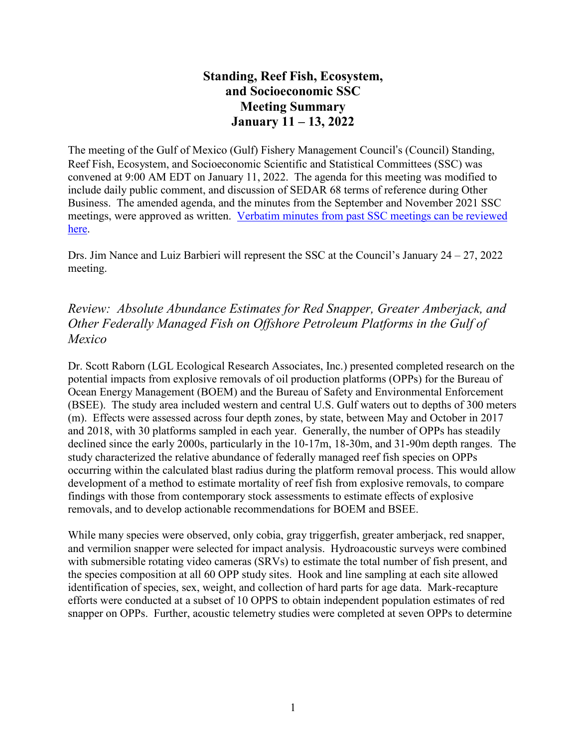# Standing, Reef Fish, Ecosystem, and Socioeconomic SSC Meeting Summary January 11 – 13, 2022

The meeting of the Gulf of Mexico (Gulf) Fishery Management Council's (Council) Standing, Reef Fish, Ecosystem, and Socioeconomic Scientific and Statistical Committees (SSC) was convened at 9:00 AM EDT on January 11, 2022. The agenda for this meeting was modified to include daily public comment, and discussion of SEDAR 68 terms of reference during Other Business. The amended agenda, and the minutes from the September and November 2021 SSC meetings, were approved as written. [Verbatim minutes from past SSC meetings can be reviewed here](#).

Drs. Jim Nance and Luiz Barbieri will represent the SSC at the Council's January 24 – 27, 2022 meeting.

## *Review: Absolute Abundance Estimates for Red Snapper, Greater Amberjack, and Other Federally Managed Fish on Offshore Petroleum Platforms in the Gulf of Mexico*

Dr. Scott Raborn (LGL Ecological Research Associates, Inc.) presented completed research on the potential impacts from explosive removals of oil production platforms (OPPs) for the Bureau of Ocean Energy Management (BOEM) and the Bureau of Safety and Environmental Enforcement (BSEE). The study area included western and central U.S. Gulf waters out to depths of 300 meters (m). Effects were assessed across four depth zones, by state, between May and October in 2017 and 2018, with 30 platforms sampled in each year. Generally, the number of OPPs has steadily declined since the early 2000s, particularly in the 10-17m, 18-30m, and 31-90m depth ranges. The study characterized the relative abundance of federally managed reef fish species on OPPs occurring within the calculated blast radius during the platform removal process. This would allow development of a method to estimate mortality of reef fish from explosive removals, to compare findings with those from contemporary stock assessments to estimate effects of explosive removals, and to develop actionable recommendations for BOEM and BSEE.

While many species were observed, only cobia, gray triggerfish, greater amberjack, red snapper, and vermilion snapper were selected for impact analysis. Hydroacoustic surveys were combined with submersible rotating video cameras (SRVs) to estimate the total number of fish present, and the species composition at all 60 OPP study sites. Hook and line sampling at each site allowed identification of species, sex, weight, and collection of hard parts for age data. Mark-recapture efforts were conducted at a subset of 10 OPPS to obtain independent population estimates of red snapper on OPPs. Further, acoustic telemetry studies were completed at seven OPPs to determine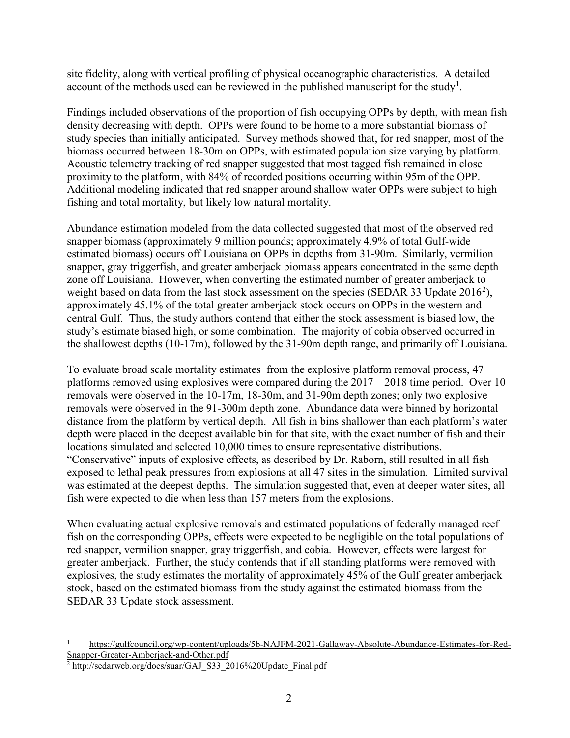site fidelity, along with vertical profiling of physical oceanographic characteristics. A detailed account of the methods used can be reviewed in the published manuscript for the study[1].

Findings included observations of the proportion of fish occupying OPPs by depth, with mean fish density decreasing with depth. OPPs were found to be home to a more substantial biomass of study species than initially anticipated. Survey methods showed that, for red snapper, most of the biomass occurred between 18-30m on OPPs, with estimated population size varying by platform. Acoustic telemetry tracking of red snapper suggested that most tagged fish remained in close proximity to the platform, with 84% of recorded positions occurring within 95m of the OPP. Additional modeling indicated that red snapper around shallow water OPPs were subject to high fishing and total mortality, but likely low natural mortality.

Abundance estimation modeled from the data collected suggested that most of the observed red snapper biomass (approximately 9 million pounds; approximately 4.9% of total Gulf-wide estimated biomass) occurs off Louisiana on OPPs in depths from 31-90m. Similarly, vermilion snapper, gray triggerfish, and greater amberjack biomass appears concentrated in the same depth zone off Louisiana. However, when converting the estimated number of greater amberjack to weight based on data from the last stock assessment on the species (SEDAR 33 Update 2016[2]), approximately 45.1% of the total greater amberjack stock occurs on OPPs in the western and central Gulf. Thus, the study authors contend that either the stock assessment is biased low, the study's estimate biased high, or some combination. The majority of cobia observed occurred in the shallowest depths (10-17m), followed by the 31-90m depth range, and primarily off Louisiana.

To evaluate broad scale mortality estimates from the explosive platform removal process, 47 platforms removed using explosives were compared during the 2017 – 2018 time period. Over 10 removals were observed in the 10-17m, 18-30m, and 31-90m depth zones; only two explosive removals were observed in the 91-300m depth zone. Abundance data were binned by horizontal distance from the platform by vertical depth. All fish in bins shallower than each platform's water depth were placed in the deepest available bin for that site, with the exact number of fish and their locations simulated and selected 10,000 times to ensure representative distributions. "Conservative" inputs of explosive effects, as described by Dr. Raborn, still resulted in all fish exposed to lethal peak pressures from explosions at all 47 sites in the simulation. Limited survival was estimated at the deepest depths. The simulation suggested that, even at deeper water sites, all fish were expected to die when less than 157 meters from the explosions.

When evaluating actual explosive removals and estimated populations of federally managed reef fish on the corresponding OPPs, effects were expected to be negligible on the total populations of red snapper, vermilion snapper, gray triggerfish, and cobia. However, effects were largest for greater amberjack. Further, the study contends that if all standing platforms were removed with explosives, the study estimates the mortality of approximately 45% of the Gulf greater amberjack stock, based on the estimated biomass from the study against the estimated biomass from the SEDAR 33 Update stock assessment.

---

[1] https://gulfcouncil.org/wp-content/uploads/5b-NAJFM-2021-Gallaway-Absolute-Abundance-Estimates-for-Red-Snapper-Greater-Amberjack-and-Other.pdf

[2] http://sedarweb.org/docs/suar/GAJ_S33_2016%20Update_Final.pdf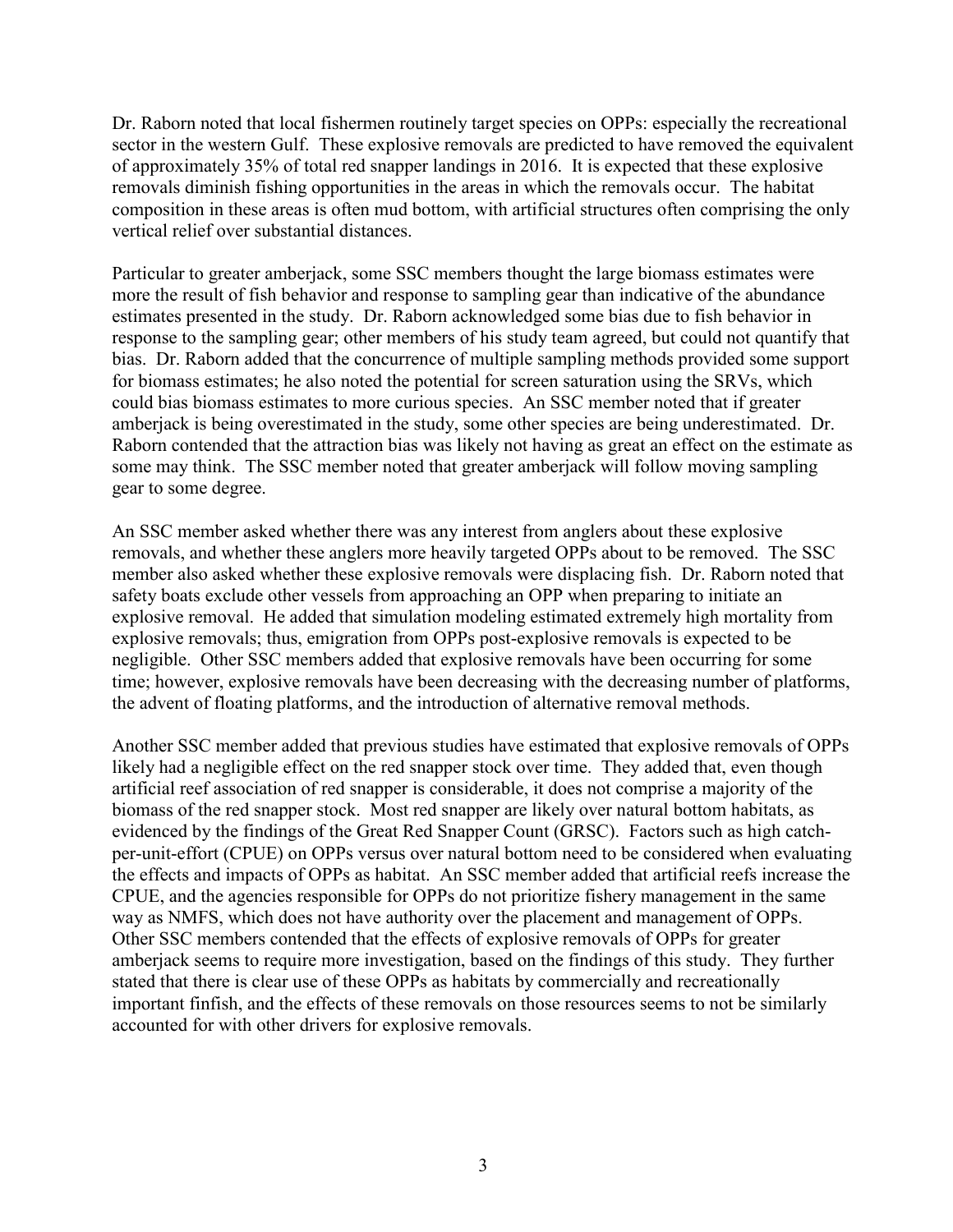Dr. Raborn noted that local fishermen routinely target species on OPPs: especially the recreational sector in the western Gulf. These explosive removals are predicted to have removed the equivalent of approximately 35% of total red snapper landings in 2016. It is expected that these explosive removals diminish fishing opportunities in the areas in which the removals occur. The habitat composition in these areas is often mud bottom, with artificial structures often comprising the only vertical relief over substantial distances.

Particular to greater amberjack, some SSC members thought the large biomass estimates were more the result of fish behavior and response to sampling gear than indicative of the abundance estimates presented in the study. Dr. Raborn acknowledged some bias due to fish behavior in response to the sampling gear; other members of his study team agreed, but could not quantify that bias. Dr. Raborn added that the concurrence of multiple sampling methods provided some support for biomass estimates; he also noted the potential for screen saturation using the SRVs, which could bias biomass estimates to more curious species. An SSC member noted that if greater amberjack is being overestimated in the study, some other species are being underestimated. Dr. Raborn contended that the attraction bias was likely not having as great an effect on the estimate as some may think. The SSC member noted that greater amberjack will follow moving sampling gear to some degree.

An SSC member asked whether there was any interest from anglers about these explosive removals, and whether these anglers more heavily targeted OPPs about to be removed. The SSC member also asked whether these explosive removals were displacing fish. Dr. Raborn noted that safety boats exclude other vessels from approaching an OPP when preparing to initiate an explosive removal. He added that simulation modeling estimated extremely high mortality from explosive removals; thus, emigration from OPPs post-explosive removals is expected to be negligible. Other SSC members added that explosive removals have been occurring for some time; however, explosive removals have been decreasing with the decreasing number of platforms, the advent of floating platforms, and the introduction of alternative removal methods.

Another SSC member added that previous studies have estimated that explosive removals of OPPs likely had a negligible effect on the red snapper stock over time. They added that, even though artificial reef association of red snapper is considerable, it does not comprise a majority of the biomass of the red snapper stock. Most red snapper are likely over natural bottom habitats, as evidenced by the findings of the Great Red Snapper Count (GRSC). Factors such as high catch-per-unit-effort (CPUE) on OPPs versus over natural bottom need to be considered when evaluating the effects and impacts of OPPs as habitat. An SSC member added that artificial reefs increase the CPUE, and the agencies responsible for OPPs do not prioritize fishery management in the same way as NMFS, which does not have authority over the placement and management of OPPs. Other SSC members contended that the effects of explosive removals of OPPs for greater amberjack seems to require more investigation, based on the findings of this study. They further stated that there is clear use of these OPPs as habitats by commercially and recreationally important finfish, and the effects of these removals on those resources seems to not be similarly accounted for with other drivers for explosive removals.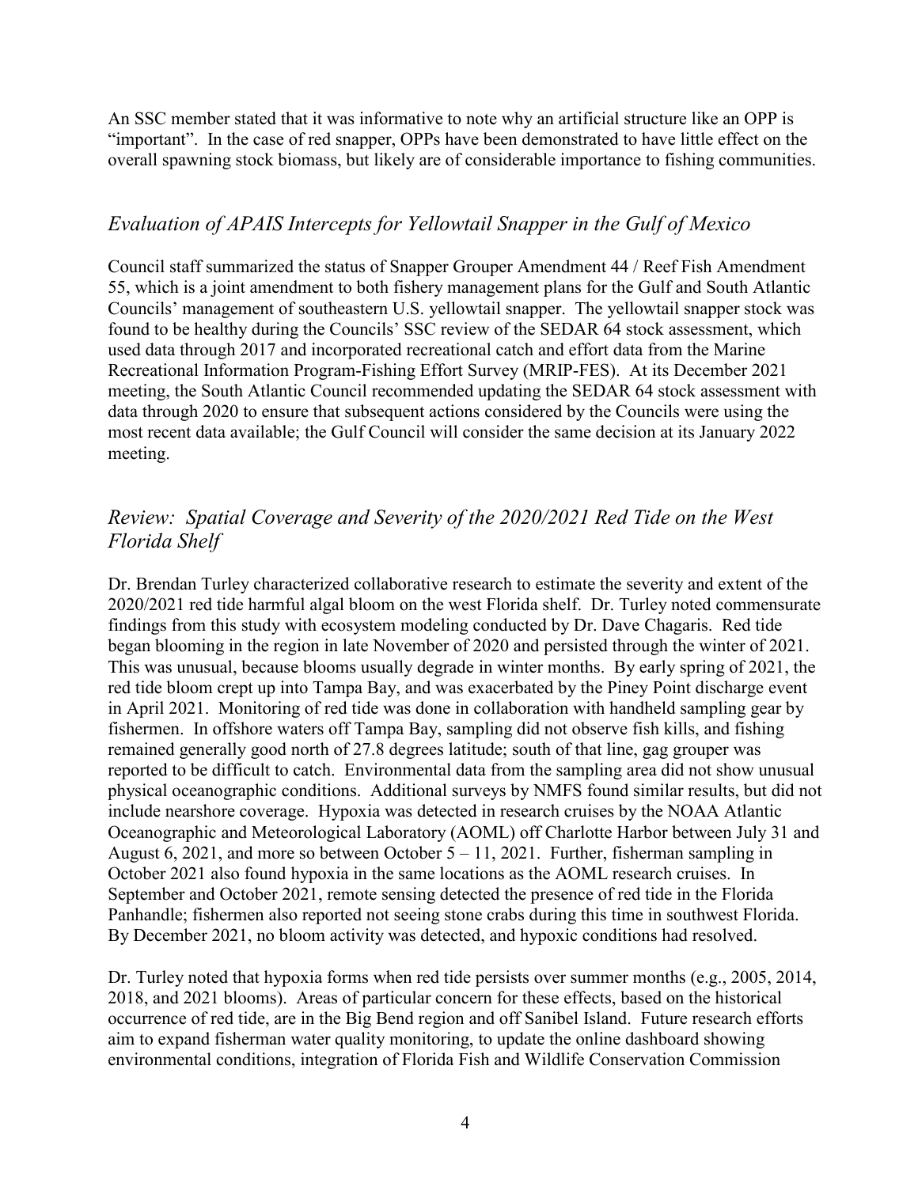An SSC member stated that it was informative to note why an artificial structure like an OPP is "important". In the case of red snapper, OPPs have been demonstrated to have little effect on the overall spawning stock biomass, but likely are of considerable importance to fishing communities.

## *Evaluation of APAIS Intercepts for Yellowtail Snapper in the Gulf of Mexico*

Council staff summarized the status of Snapper Grouper Amendment 44 / Reef Fish Amendment 55, which is a joint amendment to both fishery management plans for the Gulf and South Atlantic Councils' management of southeastern U.S. yellowtail snapper. The yellowtail snapper stock was found to be healthy during the Councils' SSC review of the SEDAR 64 stock assessment, which used data through 2017 and incorporated recreational catch and effort data from the Marine Recreational Information Program-Fishing Effort Survey (MRIP-FES). At its December 2021 meeting, the South Atlantic Council recommended updating the SEDAR 64 stock assessment with data through 2020 to ensure that subsequent actions considered by the Councils were using the most recent data available; the Gulf Council will consider the same decision at its January 2022 meeting.

## *Review: Spatial Coverage and Severity of the 2020/2021 Red Tide on the West Florida Shelf*

Dr. Brendan Turley characterized collaborative research to estimate the severity and extent of the 2020/2021 red tide harmful algal bloom on the west Florida shelf. Dr. Turley noted commensurate findings from this study with ecosystem modeling conducted by Dr. Dave Chagaris. Red tide began blooming in the region in late November of 2020 and persisted through the winter of 2021. This was unusual, because blooms usually degrade in winter months. By early spring of 2021, the red tide bloom crept up into Tampa Bay, and was exacerbated by the Piney Point discharge event in April 2021. Monitoring of red tide was done in collaboration with handheld sampling gear by fishermen. In offshore waters off Tampa Bay, sampling did not observe fish kills, and fishing remained generally good north of 27.8 degrees latitude; south of that line, gag grouper was reported to be difficult to catch. Environmental data from the sampling area did not show unusual physical oceanographic conditions. Additional surveys by NMFS found similar results, but did not include nearshore coverage. Hypoxia was detected in research cruises by the NOAA Atlantic Oceanographic and Meteorological Laboratory (AOML) off Charlotte Harbor between July 31 and August 6, 2021, and more so between October 5 – 11, 2021. Further, fisherman sampling in October 2021 also found hypoxia in the same locations as the AOML research cruises. In September and October 2021, remote sensing detected the presence of red tide in the Florida Panhandle; fishermen also reported not seeing stone crabs during this time in southwest Florida. By December 2021, no bloom activity was detected, and hypoxic conditions had resolved.

Dr. Turley noted that hypoxia forms when red tide persists over summer months (e.g., 2005, 2014, 2018, and 2021 blooms). Areas of particular concern for these effects, based on the historical occurrence of red tide, are in the Big Bend region and off Sanibel Island. Future research efforts aim to expand fisherman water quality monitoring, to update the online dashboard showing environmental conditions, integration of Florida Fish and Wildlife Conservation Commission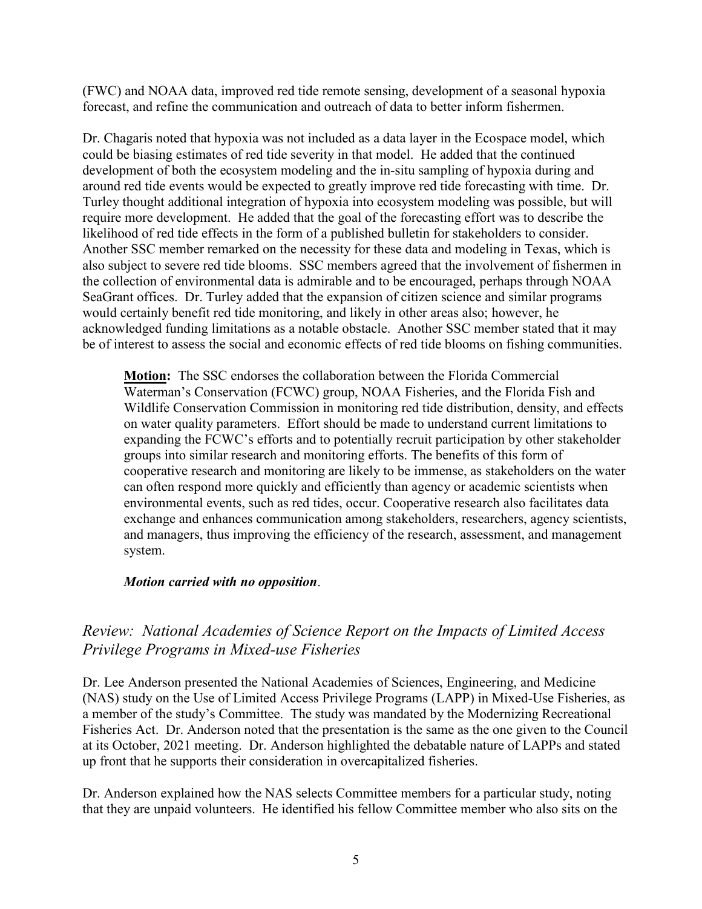(FWC) and NOAA data, improved red tide remote sensing, development of a seasonal hypoxia forecast, and refine the communication and outreach of data to better inform fishermen.

Dr. Chagaris noted that hypoxia was not included as a data layer in the Ecospace model, which could be biasing estimates of red tide severity in that model. He added that the continued development of both the ecosystem modeling and the in-situ sampling of hypoxia during and around red tide events would be expected to greatly improve red tide forecasting with time. Dr. Turley thought additional integration of hypoxia into ecosystem modeling was possible, but will require more development. He added that the goal of the forecasting effort was to describe the likelihood of red tide effects in the form of a published bulletin for stakeholders to consider. Another SSC member remarked on the necessity for these data and modeling in Texas, which is also subject to severe red tide blooms. SSC members agreed that the involvement of fishermen in the collection of environmental data is admirable and to be encouraged, perhaps through NOAA SeaGrant offices. Dr. Turley added that the expansion of citizen science and similar programs would certainly benefit red tide monitoring, and likely in other areas also; however, he acknowledged funding limitations as a notable obstacle. Another SSC member stated that it may be of interest to assess the social and economic effects of red tide blooms on fishing communities.

> **Motion:** The SSC endorses the collaboration between the Florida Commercial Waterman's Conservation (FCWC) group, NOAA Fisheries, and the Florida Fish and Wildlife Conservation Commission in monitoring red tide distribution, density, and effects on water quality parameters. Effort should be made to understand current limitations to expanding the FCWC's efforts and to potentially recruit participation by other stakeholder groups into similar research and monitoring efforts. The benefits of this form of cooperative research and monitoring are likely to be immense, as stakeholders on the water can often respond more quickly and efficiently than agency or academic scientists when environmental events, such as red tides, occur. Cooperative research also facilitates data exchange and enhances communication among stakeholders, researchers, agency scientists, and managers, thus improving the efficiency of the research, assessment, and management system.
>
> ***Motion carried with no opposition*.**

## *Review: National Academies of Science Report on the Impacts of Limited Access Privilege Programs in Mixed-use Fisheries*

Dr. Lee Anderson presented the National Academies of Sciences, Engineering, and Medicine (NAS) study on the Use of Limited Access Privilege Programs (LAPP) in Mixed-Use Fisheries, as a member of the study's Committee. The study was mandated by the Modernizing Recreational Fisheries Act. Dr. Anderson noted that the presentation is the same as the one given to the Council at its October, 2021 meeting. Dr. Anderson highlighted the debatable nature of LAPPs and stated up front that he supports their consideration in overcapitalized fisheries.

Dr. Anderson explained how the NAS selects Committee members for a particular study, noting that they are unpaid volunteers. He identified his fellow Committee member who also sits on the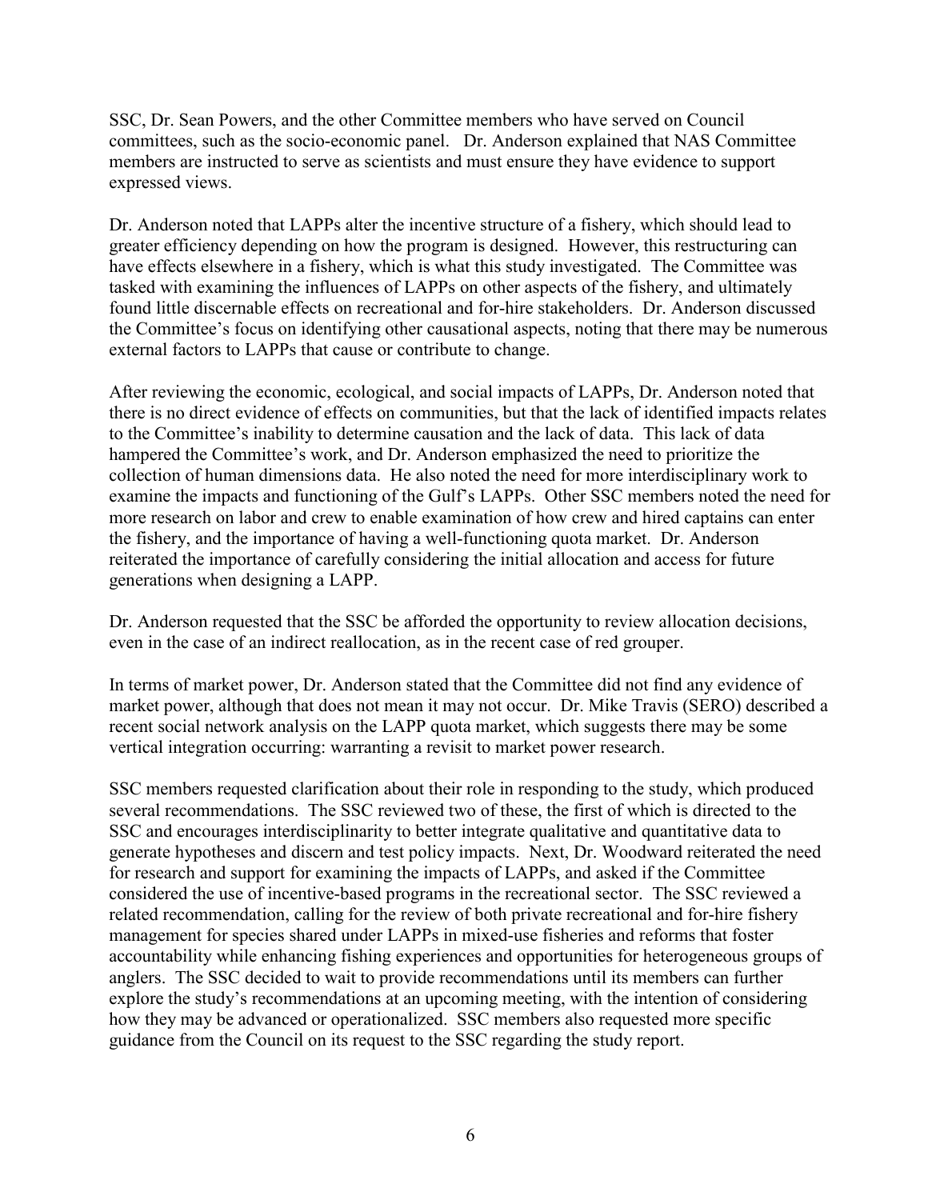SSC, Dr. Sean Powers, and the other Committee members who have served on Council committees, such as the socio-economic panel. Dr. Anderson explained that NAS Committee members are instructed to serve as scientists and must ensure they have evidence to support expressed views.

Dr. Anderson noted that LAPPs alter the incentive structure of a fishery, which should lead to greater efficiency depending on how the program is designed. However, this restructuring can have effects elsewhere in a fishery, which is what this study investigated. The Committee was tasked with examining the influences of LAPPs on other aspects of the fishery, and ultimately found little discernable effects on recreational and for-hire stakeholders. Dr. Anderson discussed the Committee's focus on identifying other causational aspects, noting that there may be numerous external factors to LAPPs that cause or contribute to change.

After reviewing the economic, ecological, and social impacts of LAPPs, Dr. Anderson noted that there is no direct evidence of effects on communities, but that the lack of identified impacts relates to the Committee's inability to determine causation and the lack of data. This lack of data hampered the Committee's work, and Dr. Anderson emphasized the need to prioritize the collection of human dimensions data. He also noted the need for more interdisciplinary work to examine the impacts and functioning of the Gulf's LAPPs. Other SSC members noted the need for more research on labor and crew to enable examination of how crew and hired captains can enter the fishery, and the importance of having a well-functioning quota market. Dr. Anderson reiterated the importance of carefully considering the initial allocation and access for future generations when designing a LAPP.

Dr. Anderson requested that the SSC be afforded the opportunity to review allocation decisions, even in the case of an indirect reallocation, as in the recent case of red grouper.

In terms of market power, Dr. Anderson stated that the Committee did not find any evidence of market power, although that does not mean it may not occur. Dr. Mike Travis (SERO) described a recent social network analysis on the LAPP quota market, which suggests there may be some vertical integration occurring: warranting a revisit to market power research.

SSC members requested clarification about their role in responding to the study, which produced several recommendations. The SSC reviewed two of these, the first of which is directed to the SSC and encourages interdisciplinarity to better integrate qualitative and quantitative data to generate hypotheses and discern and test policy impacts. Next, Dr. Woodward reiterated the need for research and support for examining the impacts of LAPPs, and asked if the Committee considered the use of incentive-based programs in the recreational sector. The SSC reviewed a related recommendation, calling for the review of both private recreational and for-hire fishery management for species shared under LAPPs in mixed-use fisheries and reforms that foster accountability while enhancing fishing experiences and opportunities for heterogeneous groups of anglers. The SSC decided to wait to provide recommendations until its members can further explore the study's recommendations at an upcoming meeting, with the intention of considering how they may be advanced or operationalized. SSC members also requested more specific guidance from the Council on its request to the SSC regarding the study report.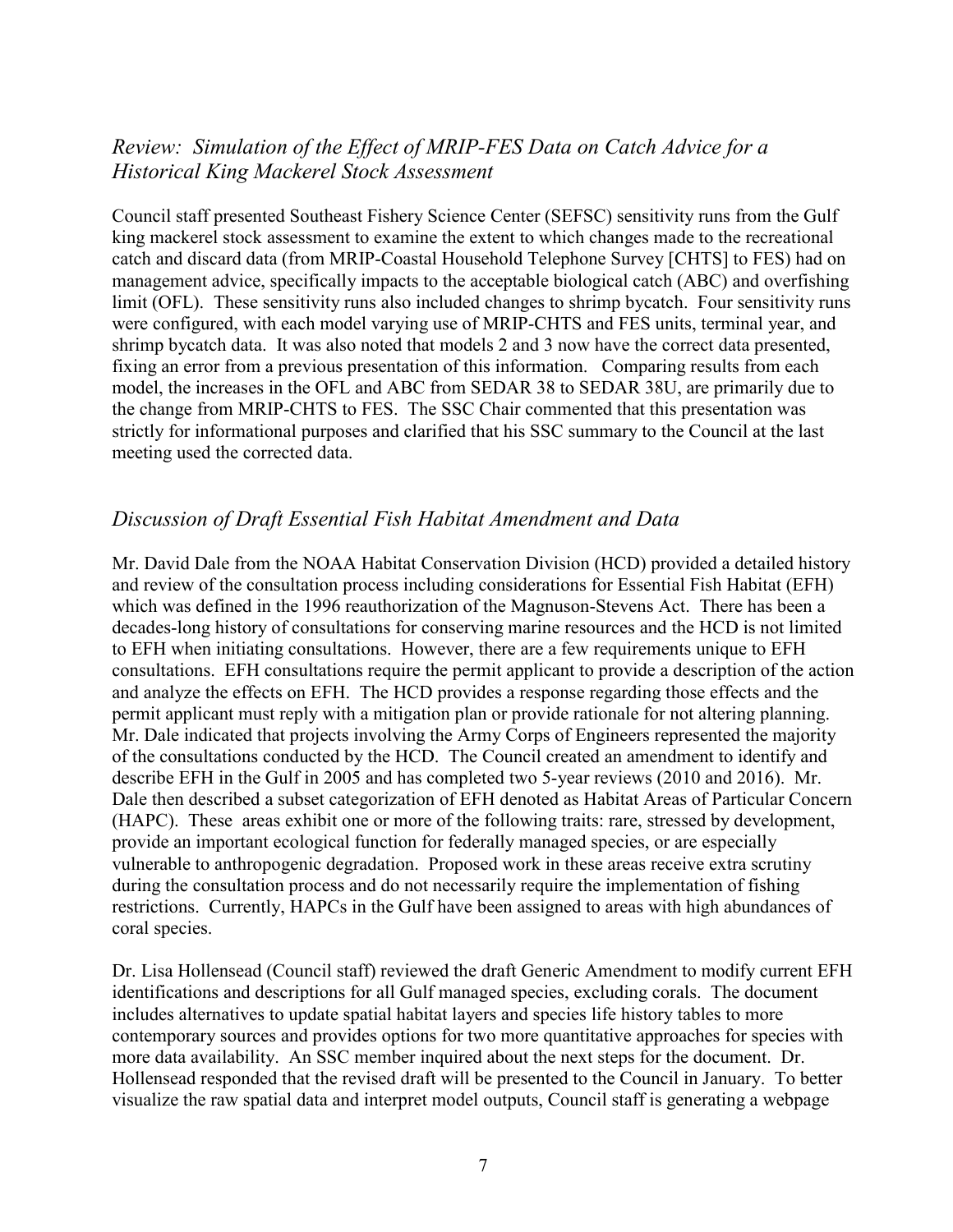## *Review: Simulation of the Effect of MRIP-FES Data on Catch Advice for a Historical King Mackerel Stock Assessment*

Council staff presented Southeast Fishery Science Center (SEFSC) sensitivity runs from the Gulf king mackerel stock assessment to examine the extent to which changes made to the recreational catch and discard data (from MRIP-Coastal Household Telephone Survey [CHTS] to FES) had on management advice, specifically impacts to the acceptable biological catch (ABC) and overfishing limit (OFL). These sensitivity runs also included changes to shrimp bycatch. Four sensitivity runs were configured, with each model varying use of MRIP-CHTS and FES units, terminal year, and shrimp bycatch data. It was also noted that models 2 and 3 now have the correct data presented, fixing an error from a previous presentation of this information. Comparing results from each model, the increases in the OFL and ABC from SEDAR 38 to SEDAR 38U, are primarily due to the change from MRIP-CHTS to FES. The SSC Chair commented that this presentation was strictly for informational purposes and clarified that his SSC summary to the Council at the last meeting used the corrected data.

## *Discussion of Draft Essential Fish Habitat Amendment and Data*

Mr. David Dale from the NOAA Habitat Conservation Division (HCD) provided a detailed history and review of the consultation process including considerations for Essential Fish Habitat (EFH) which was defined in the 1996 reauthorization of the Magnuson-Stevens Act. There has been a decades-long history of consultations for conserving marine resources and the HCD is not limited to EFH when initiating consultations. However, there are a few requirements unique to EFH consultations. EFH consultations require the permit applicant to provide a description of the action and analyze the effects on EFH. The HCD provides a response regarding those effects and the permit applicant must reply with a mitigation plan or provide rationale for not altering planning. Mr. Dale indicated that projects involving the Army Corps of Engineers represented the majority of the consultations conducted by the HCD. The Council created an amendment to identify and describe EFH in the Gulf in 2005 and has completed two 5-year reviews (2010 and 2016). Mr. Dale then described a subset categorization of EFH denoted as Habitat Areas of Particular Concern (HAPC). These areas exhibit one or more of the following traits: rare, stressed by development, provide an important ecological function for federally managed species, or are especially vulnerable to anthropogenic degradation. Proposed work in these areas receive extra scrutiny during the consultation process and do not necessarily require the implementation of fishing restrictions. Currently, HAPCs in the Gulf have been assigned to areas with high abundances of coral species.

Dr. Lisa Hollensead (Council staff) reviewed the draft Generic Amendment to modify current EFH identifications and descriptions for all Gulf managed species, excluding corals. The document includes alternatives to update spatial habitat layers and species life history tables to more contemporary sources and provides options for two more quantitative approaches for species with more data availability. An SSC member inquired about the next steps for the document. Dr. Hollensead responded that the revised draft will be presented to the Council in January. To better visualize the raw spatial data and interpret model outputs, Council staff is generating a webpage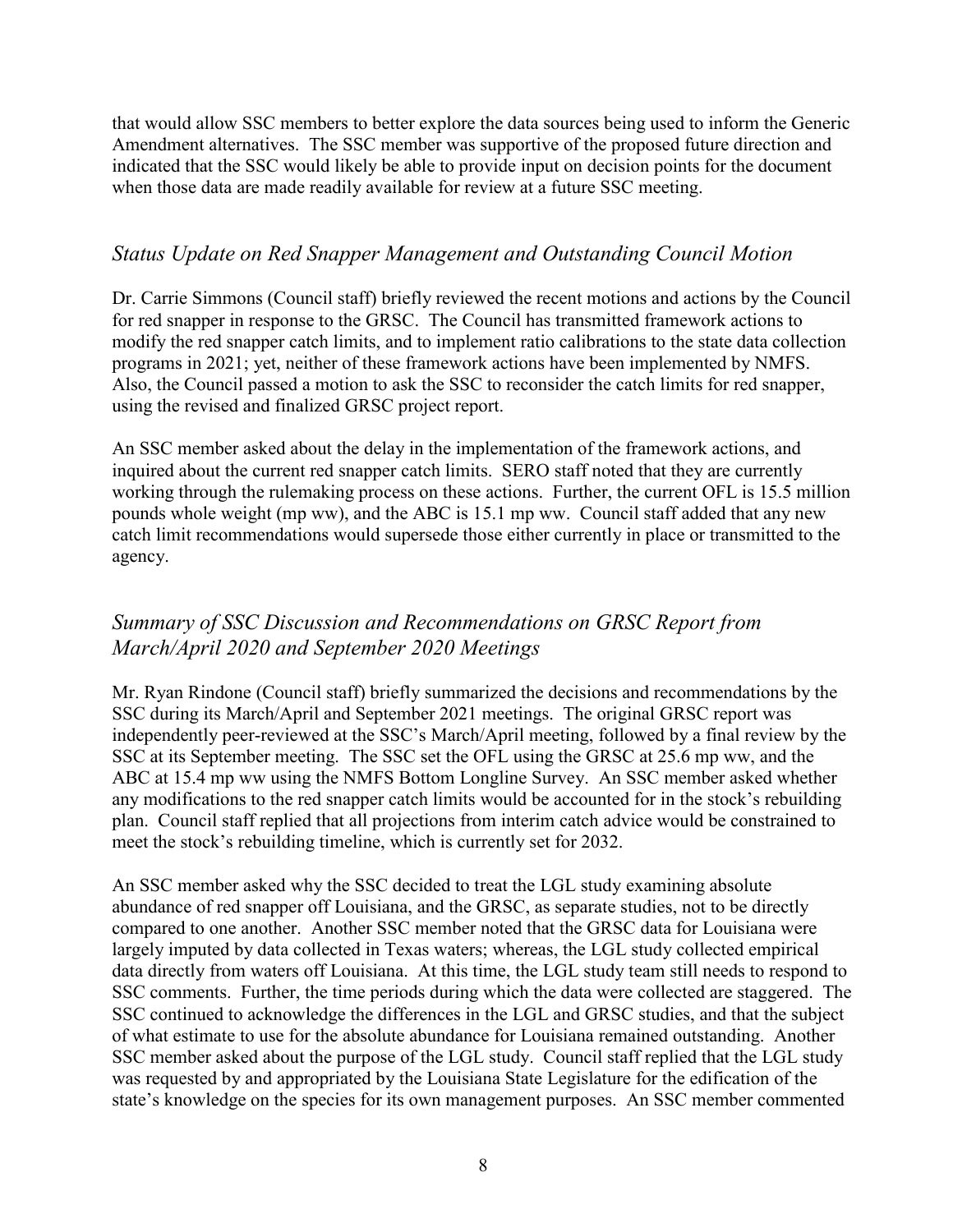that would allow SSC members to better explore the data sources being used to inform the Generic Amendment alternatives. The SSC member was supportive of the proposed future direction and indicated that the SSC would likely be able to provide input on decision points for the document when those data are made readily available for review at a future SSC meeting.

## *Status Update on Red Snapper Management and Outstanding Council Motion*

Dr. Carrie Simmons (Council staff) briefly reviewed the recent motions and actions by the Council for red snapper in response to the GRSC. The Council has transmitted framework actions to modify the red snapper catch limits, and to implement ratio calibrations to the state data collection programs in 2021; yet, neither of these framework actions have been implemented by NMFS. Also, the Council passed a motion to ask the SSC to reconsider the catch limits for red snapper, using the revised and finalized GRSC project report.

An SSC member asked about the delay in the implementation of the framework actions, and inquired about the current red snapper catch limits. SERO staff noted that they are currently working through the rulemaking process on these actions. Further, the current OFL is 15.5 million pounds whole weight (mp ww), and the ABC is 15.1 mp ww. Council staff added that any new catch limit recommendations would supersede those either currently in place or transmitted to the agency.

## *Summary of SSC Discussion and Recommendations on GRSC Report from March/April 2020 and September 2020 Meetings*

Mr. Ryan Rindone (Council staff) briefly summarized the decisions and recommendations by the SSC during its March/April and September 2021 meetings. The original GRSC report was independently peer-reviewed at the SSC's March/April meeting, followed by a final review by the SSC at its September meeting. The SSC set the OFL using the GRSC at 25.6 mp ww, and the ABC at 15.4 mp ww using the NMFS Bottom Longline Survey. An SSC member asked whether any modifications to the red snapper catch limits would be accounted for in the stock's rebuilding plan. Council staff replied that all projections from interim catch advice would be constrained to meet the stock's rebuilding timeline, which is currently set for 2032.

An SSC member asked why the SSC decided to treat the LGL study examining absolute abundance of red snapper off Louisiana, and the GRSC, as separate studies, not to be directly compared to one another. Another SSC member noted that the GRSC data for Louisiana were largely imputed by data collected in Texas waters; whereas, the LGL study collected empirical data directly from waters off Louisiana. At this time, the LGL study team still needs to respond to SSC comments. Further, the time periods during which the data were collected are staggered. The SSC continued to acknowledge the differences in the LGL and GRSC studies, and that the subject of what estimate to use for the absolute abundance for Louisiana remained outstanding. Another SSC member asked about the purpose of the LGL study. Council staff replied that the LGL study was requested by and appropriated by the Louisiana State Legislature for the edification of the state's knowledge on the species for its own management purposes. An SSC member commented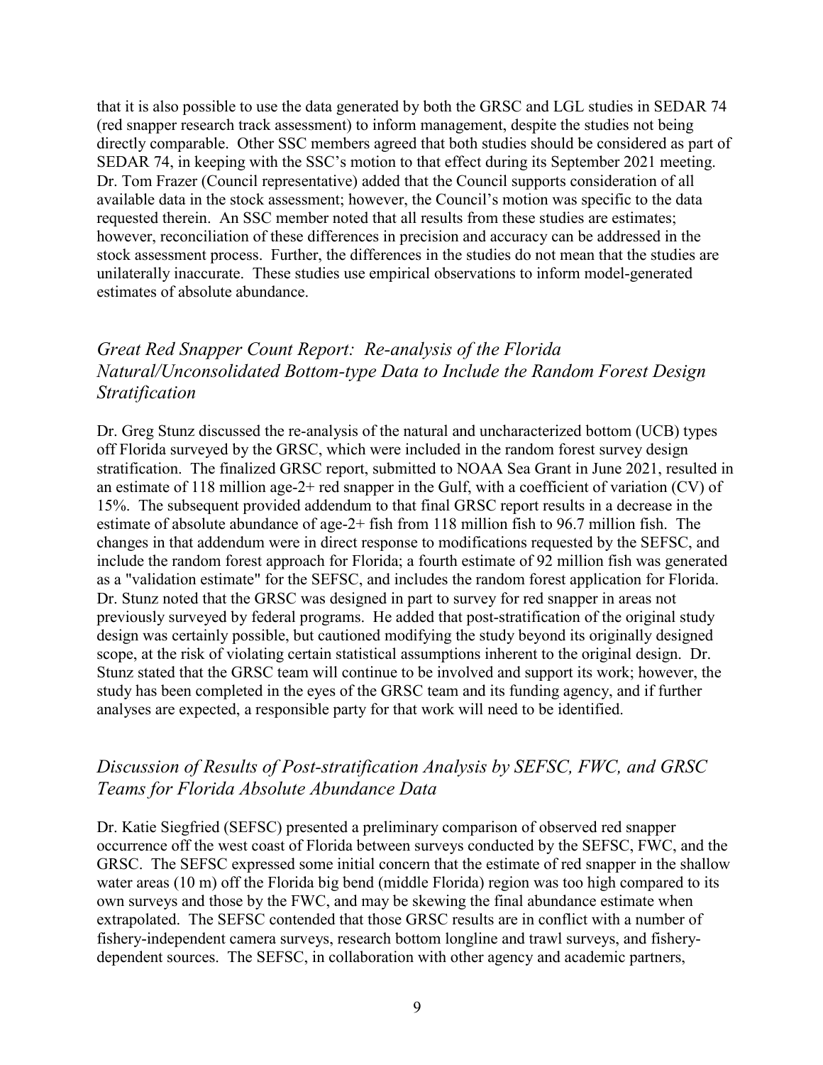that it is also possible to use the data generated by both the GRSC and LGL studies in SEDAR 74 (red snapper research track assessment) to inform management, despite the studies not being directly comparable. Other SSC members agreed that both studies should be considered as part of SEDAR 74, in keeping with the SSC's motion to that effect during its September 2021 meeting. Dr. Tom Frazer (Council representative) added that the Council supports consideration of all available data in the stock assessment; however, the Council's motion was specific to the data requested therein. An SSC member noted that all results from these studies are estimates; however, reconciliation of these differences in precision and accuracy can be addressed in the stock assessment process. Further, the differences in the studies do not mean that the studies are unilaterally inaccurate. These studies use empirical observations to inform model-generated estimates of absolute abundance.

## *Great Red Snapper Count Report: Re-analysis of the Florida Natural/Unconsolidated Bottom-type Data to Include the Random Forest Design Stratification*

Dr. Greg Stunz discussed the re-analysis of the natural and uncharacterized bottom (UCB) types off Florida surveyed by the GRSC, which were included in the random forest survey design stratification. The finalized GRSC report, submitted to NOAA Sea Grant in June 2021, resulted in an estimate of 118 million age-2+ red snapper in the Gulf, with a coefficient of variation (CV) of 15%. The subsequent provided addendum to that final GRSC report results in a decrease in the estimate of absolute abundance of age-2+ fish from 118 million fish to 96.7 million fish. The changes in that addendum were in direct response to modifications requested by the SEFSC, and include the random forest approach for Florida; a fourth estimate of 92 million fish was generated as a "validation estimate" for the SEFSC, and includes the random forest application for Florida. Dr. Stunz noted that the GRSC was designed in part to survey for red snapper in areas not previously surveyed by federal programs. He added that post-stratification of the original study design was certainly possible, but cautioned modifying the study beyond its originally designed scope, at the risk of violating certain statistical assumptions inherent to the original design. Dr. Stunz stated that the GRSC team will continue to be involved and support its work; however, the study has been completed in the eyes of the GRSC team and its funding agency, and if further analyses are expected, a responsible party for that work will need to be identified.

## *Discussion of Results of Post-stratification Analysis by SEFSC, FWC, and GRSC Teams for Florida Absolute Abundance Data*

Dr. Katie Siegfried (SEFSC) presented a preliminary comparison of observed red snapper occurrence off the west coast of Florida between surveys conducted by the SEFSC, FWC, and the GRSC. The SEFSC expressed some initial concern that the estimate of red snapper in the shallow water areas (10 m) off the Florida big bend (middle Florida) region was too high compared to its own surveys and those by the FWC, and may be skewing the final abundance estimate when extrapolated. The SEFSC contended that those GRSC results are in conflict with a number of fishery-independent camera surveys, research bottom longline and trawl surveys, and fishery-dependent sources. The SEFSC, in collaboration with other agency and academic partners,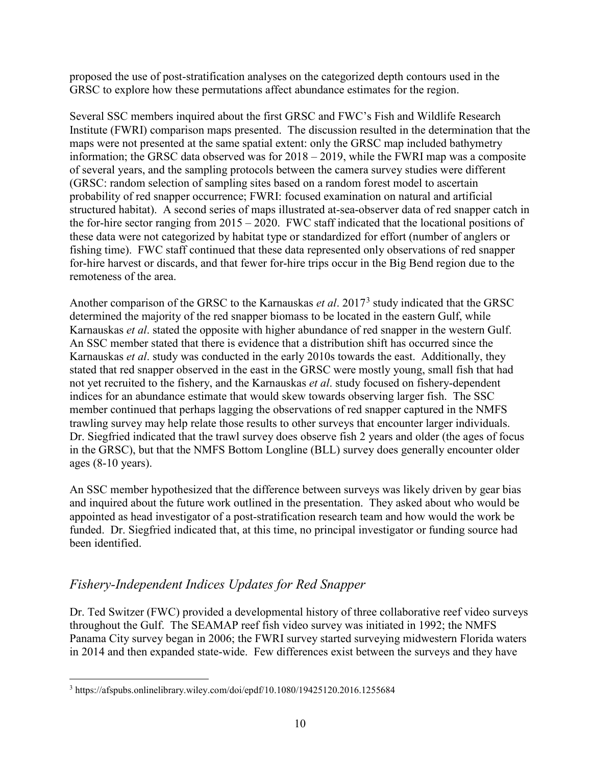proposed the use of post-stratification analyses on the categorized depth contours used in the GRSC to explore how these permutations affect abundance estimates for the region.

Several SSC members inquired about the first GRSC and FWC's Fish and Wildlife Research Institute (FWRI) comparison maps presented. The discussion resulted in the determination that the maps were not presented at the same spatial extent: only the GRSC map included bathymetry information; the GRSC data observed was for 2018 – 2019, while the FWRI map was a composite of several years, and the sampling protocols between the camera survey studies were different (GRSC: random selection of sampling sites based on a random forest model to ascertain probability of red snapper occurrence; FWRI: focused examination on natural and artificial structured habitat). A second series of maps illustrated at-sea-observer data of red snapper catch in the for-hire sector ranging from 2015 – 2020. FWC staff indicated that the locational positions of these data were not categorized by habitat type or standardized for effort (number of anglers or fishing time). FWC staff continued that these data represented only observations of red snapper for-hire harvest or discards, and that fewer for-hire trips occur in the Big Bend region due to the remoteness of the area.

Another comparison of the GRSC to the Karnauskas *et al*. 2017[3] study indicated that the GRSC determined the majority of the red snapper biomass to be located in the eastern Gulf, while Karnauskas *et al*. stated the opposite with higher abundance of red snapper in the western Gulf. An SSC member stated that there is evidence that a distribution shift has occurred since the Karnauskas *et al*. study was conducted in the early 2010s towards the east. Additionally, they stated that red snapper observed in the east in the GRSC were mostly young, small fish that had not yet recruited to the fishery, and the Karnauskas *et al*. study focused on fishery-dependent indices for an abundance estimate that would skew towards observing larger fish. The SSC member continued that perhaps lagging the observations of red snapper captured in the NMFS trawling survey may help relate those results to other surveys that encounter larger individuals. Dr. Siegfried indicated that the trawl survey does observe fish 2 years and older (the ages of focus in the GRSC), but that the NMFS Bottom Longline (BLL) survey does generally encounter older ages (8-10 years).

An SSC member hypothesized that the difference between surveys was likely driven by gear bias and inquired about the future work outlined in the presentation. They asked about who would be appointed as head investigator of a post-stratification research team and how would the work be funded. Dr. Siegfried indicated that, at this time, no principal investigator or funding source had been identified.

## *Fishery-Independent Indices Updates for Red Snapper*

Dr. Ted Switzer (FWC) provided a developmental history of three collaborative reef video surveys throughout the Gulf. The SEAMAP reef fish video survey was initiated in 1992; the NMFS Panama City survey began in 2006; the FWRI survey started surveying midwestern Florida waters in 2014 and then expanded state-wide. Few differences exist between the surveys and they have

[3] https://afspubs.onlinelibrary.wiley.com/doi/epdf/10.1080/19425120.2016.1255684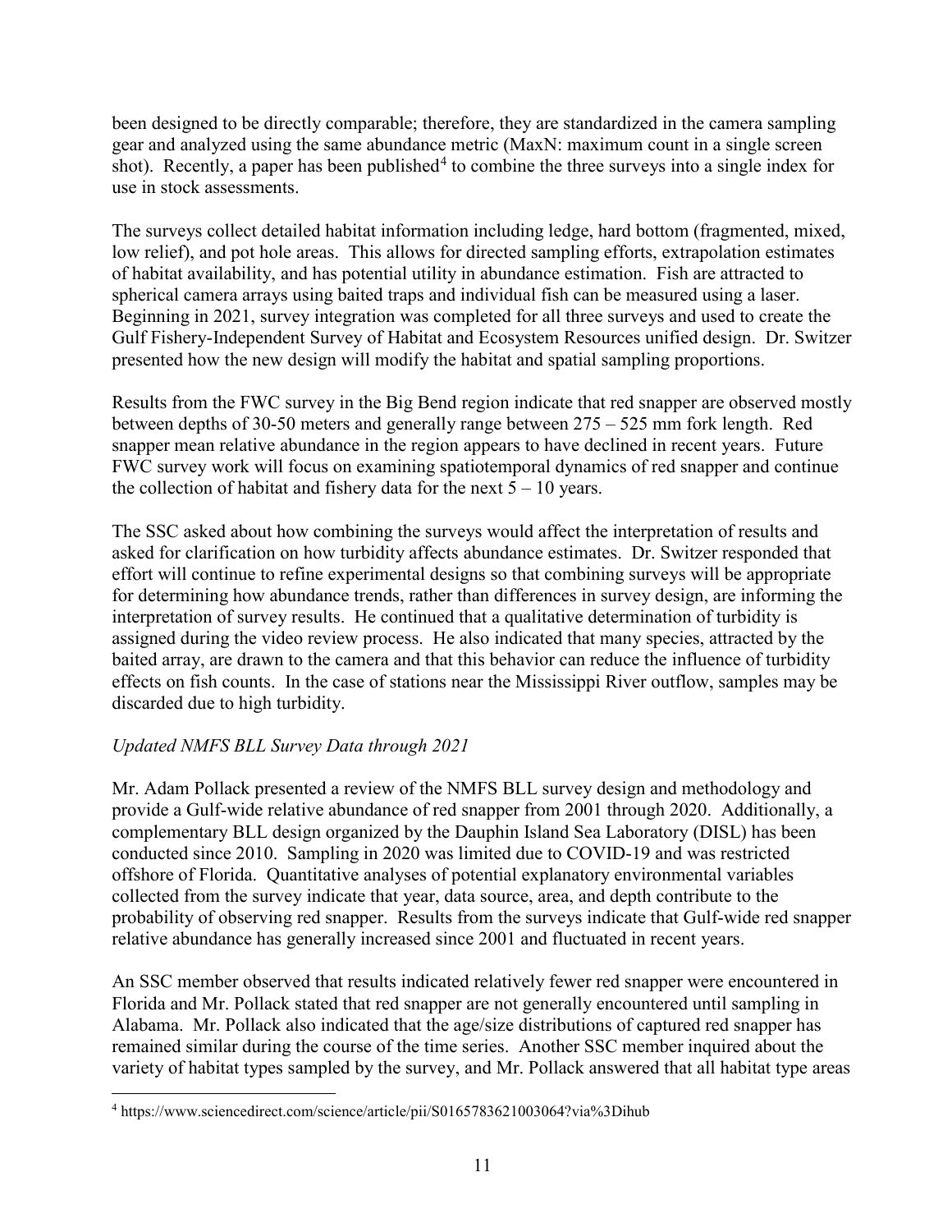been designed to be directly comparable; therefore, they are standardized in the camera sampling gear and analyzed using the same abundance metric (MaxN: maximum count in a single screen shot). Recently, a paper has been published[4] to combine the three surveys into a single index for use in stock assessments.

The surveys collect detailed habitat information including ledge, hard bottom (fragmented, mixed, low relief), and pot hole areas. This allows for directed sampling efforts, extrapolation estimates of habitat availability, and has potential utility in abundance estimation. Fish are attracted to spherical camera arrays using baited traps and individual fish can be measured using a laser. Beginning in 2021, survey integration was completed for all three surveys and used to create the Gulf Fishery-Independent Survey of Habitat and Ecosystem Resources unified design. Dr. Switzer presented how the new design will modify the habitat and spatial sampling proportions.

Results from the FWC survey in the Big Bend region indicate that red snapper are observed mostly between depths of 30-50 meters and generally range between 275 – 525 mm fork length. Red snapper mean relative abundance in the region appears to have declined in recent years. Future FWC survey work will focus on examining spatiotemporal dynamics of red snapper and continue the collection of habitat and fishery data for the next 5 – 10 years.

The SSC asked about how combining the surveys would affect the interpretation of results and asked for clarification on how turbidity affects abundance estimates. Dr. Switzer responded that effort will continue to refine experimental designs so that combining surveys will be appropriate for determining how abundance trends, rather than differences in survey design, are informing the interpretation of survey results. He continued that a qualitative determination of turbidity is assigned during the video review process. He also indicated that many species, attracted by the baited array, are drawn to the camera and that this behavior can reduce the influence of turbidity effects on fish counts. In the case of stations near the Mississippi River outflow, samples may be discarded due to high turbidity.

*Updated NMFS BLL Survey Data through 2021*

Mr. Adam Pollack presented a review of the NMFS BLL survey design and methodology and provide a Gulf-wide relative abundance of red snapper from 2001 through 2020. Additionally, a complementary BLL design organized by the Dauphin Island Sea Laboratory (DISL) has been conducted since 2010. Sampling in 2020 was limited due to COVID-19 and was restricted offshore of Florida. Quantitative analyses of potential explanatory environmental variables collected from the survey indicate that year, data source, area, and depth contribute to the probability of observing red snapper. Results from the surveys indicate that Gulf-wide red snapper relative abundance has generally increased since 2001 and fluctuated in recent years.

An SSC member observed that results indicated relatively fewer red snapper were encountered in Florida and Mr. Pollack stated that red snapper are not generally encountered until sampling in Alabama. Mr. Pollack also indicated that the age/size distributions of captured red snapper has remained similar during the course of the time series. Another SSC member inquired about the variety of habitat types sampled by the survey, and Mr. Pollack answered that all habitat type areas

[4] https://www.sciencedirect.com/science/article/pii/S0165783621003064?via%3Dihub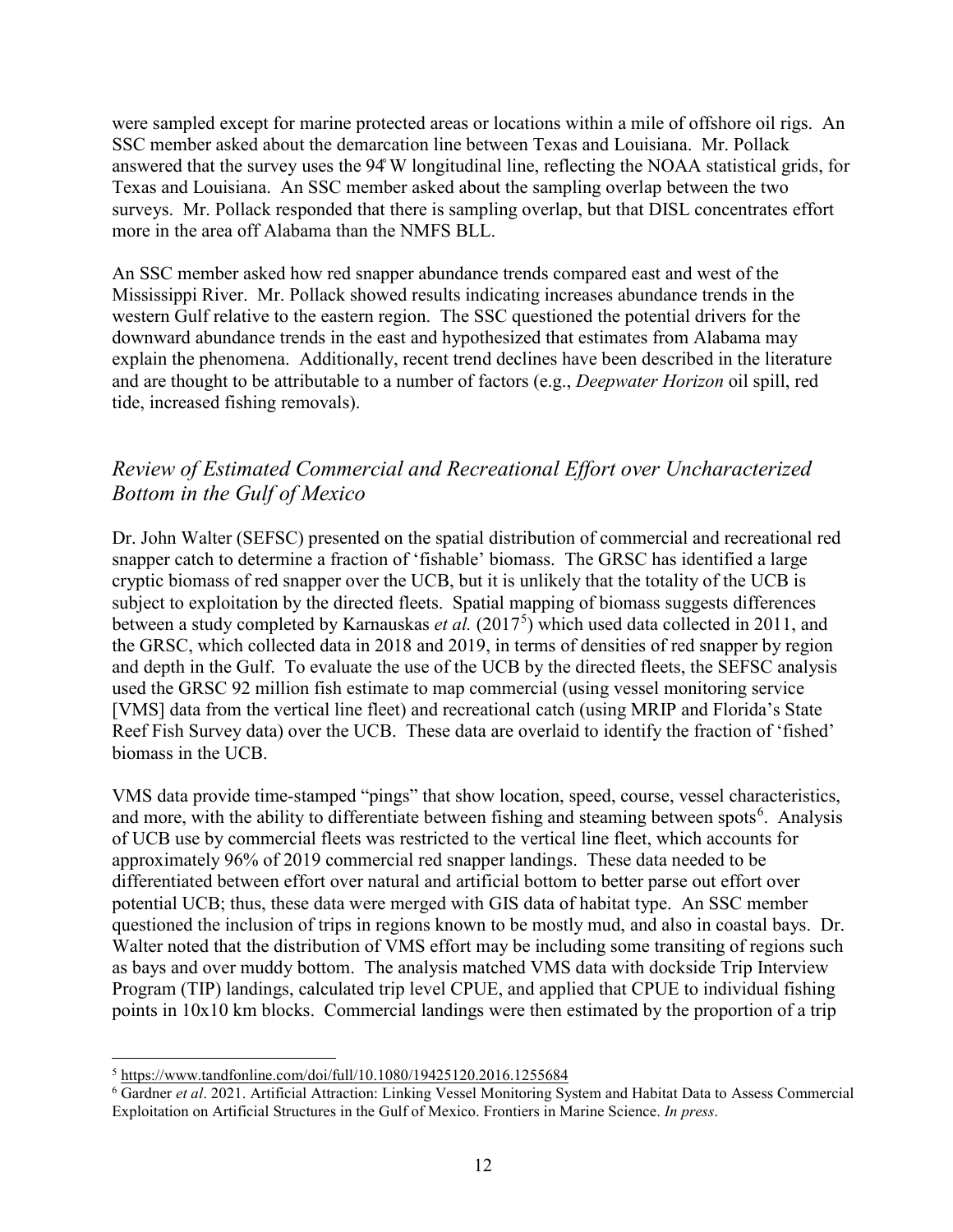were sampled except for marine protected areas or locations within a mile of offshore oil rigs. An SSC member asked about the demarcation line between Texas and Louisiana. Mr. Pollack answered that the survey uses the 94̊ W longitudinal line, reflecting the NOAA statistical grids, for Texas and Louisiana. An SSC member asked about the sampling overlap between the two surveys. Mr. Pollack responded that there is sampling overlap, but that DISL concentrates effort more in the area off Alabama than the NMFS BLL.

An SSC member asked how red snapper abundance trends compared east and west of the Mississippi River. Mr. Pollack showed results indicating increases abundance trends in the western Gulf relative to the eastern region. The SSC questioned the potential drivers for the downward abundance trends in the east and hypothesized that estimates from Alabama may explain the phenomena. Additionally, recent trend declines have been described in the literature and are thought to be attributable to a number of factors (e.g., *Deepwater Horizon* oil spill, red tide, increased fishing removals).

## *Review of Estimated Commercial and Recreational Effort over Uncharacterized Bottom in the Gulf of Mexico*

Dr. John Walter (SEFSC) presented on the spatial distribution of commercial and recreational red snapper catch to determine a fraction of 'fishable' biomass. The GRSC has identified a large cryptic biomass of red snapper over the UCB, but it is unlikely that the totality of the UCB is subject to exploitation by the directed fleets. Spatial mapping of biomass suggests differences between a study completed by Karnauskas *et al.* (2017[5]) which used data collected in 2011, and the GRSC, which collected data in 2018 and 2019, in terms of densities of red snapper by region and depth in the Gulf. To evaluate the use of the UCB by the directed fleets, the SEFSC analysis used the GRSC 92 million fish estimate to map commercial (using vessel monitoring service [VMS] data from the vertical line fleet) and recreational catch (using MRIP and Florida's State Reef Fish Survey data) over the UCB. These data are overlaid to identify the fraction of 'fished' biomass in the UCB.

VMS data provide time-stamped "pings" that show location, speed, course, vessel characteristics, and more, with the ability to differentiate between fishing and steaming between spots[6]. Analysis of UCB use by commercial fleets was restricted to the vertical line fleet, which accounts for approximately 96% of 2019 commercial red snapper landings. These data needed to be differentiated between effort over natural and artificial bottom to better parse out effort over potential UCB; thus, these data were merged with GIS data of habitat type. An SSC member questioned the inclusion of trips in regions known to be mostly mud, and also in coastal bays. Dr. Walter noted that the distribution of VMS effort may be including some transiting of regions such as bays and over muddy bottom. The analysis matched VMS data with dockside Trip Interview Program (TIP) landings, calculated trip level CPUE, and applied that CPUE to individual fishing points in 10x10 km blocks. Commercial landings were then estimated by the proportion of a trip

---

[5] https://www.tandfonline.com/doi/full/10.1080/19425120.2016.1255684

[6] Gardner *et al*. 2021. Artificial Attraction: Linking Vessel Monitoring System and Habitat Data to Assess Commercial Exploitation on Artificial Structures in the Gulf of Mexico. Frontiers in Marine Science. *In press*.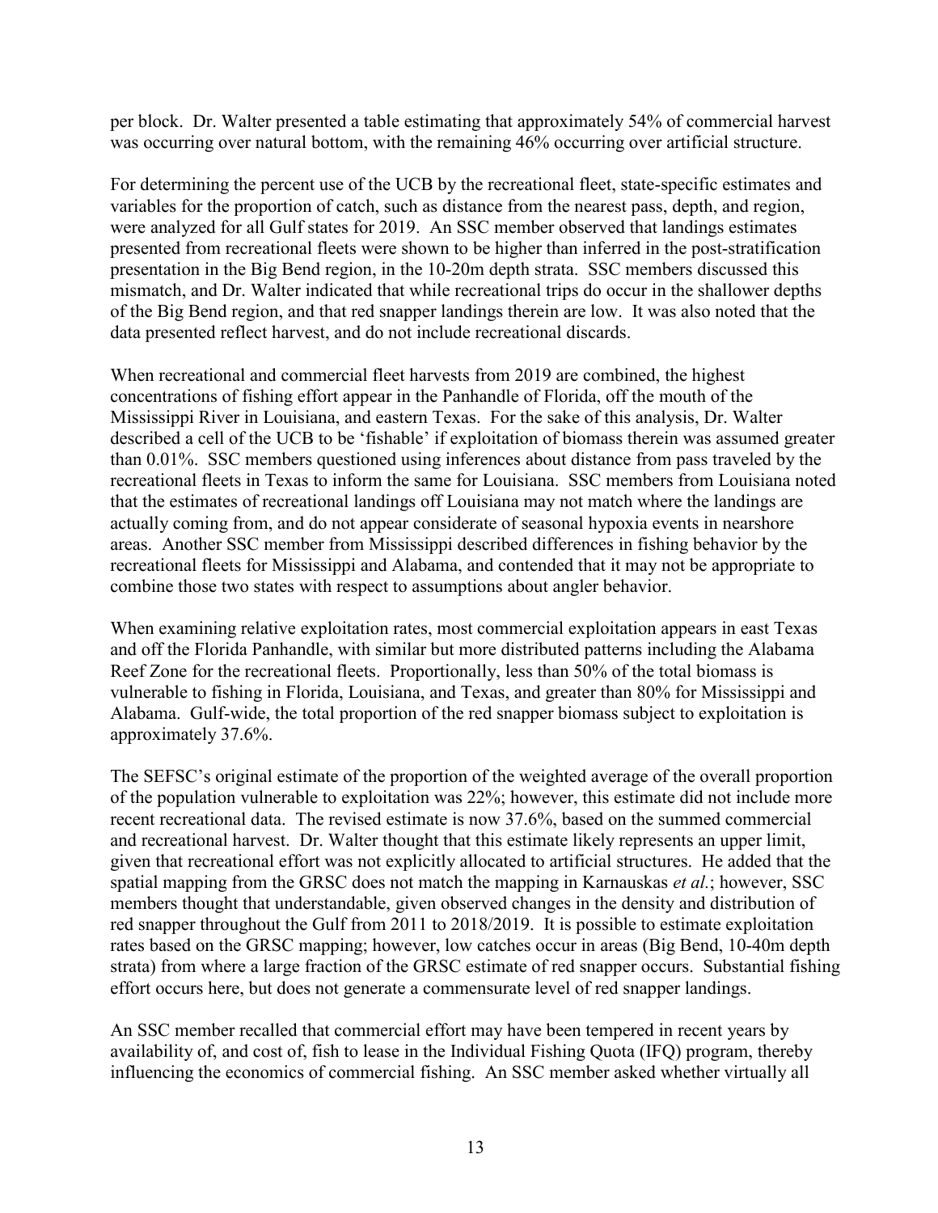per block. Dr. Walter presented a table estimating that approximately 54% of commercial harvest was occurring over natural bottom, with the remaining 46% occurring over artificial structure.

For determining the percent use of the UCB by the recreational fleet, state-specific estimates and variables for the proportion of catch, such as distance from the nearest pass, depth, and region, were analyzed for all Gulf states for 2019. An SSC member observed that landings estimates presented from recreational fleets were shown to be higher than inferred in the post-stratification presentation in the Big Bend region, in the 10-20m depth strata. SSC members discussed this mismatch, and Dr. Walter indicated that while recreational trips do occur in the shallower depths of the Big Bend region, and that red snapper landings therein are low. It was also noted that the data presented reflect harvest, and do not include recreational discards.

When recreational and commercial fleet harvests from 2019 are combined, the highest concentrations of fishing effort appear in the Panhandle of Florida, off the mouth of the Mississippi River in Louisiana, and eastern Texas. For the sake of this analysis, Dr. Walter described a cell of the UCB to be 'fishable' if exploitation of biomass therein was assumed greater than 0.01%. SSC members questioned using inferences about distance from pass traveled by the recreational fleets in Texas to inform the same for Louisiana. SSC members from Louisiana noted that the estimates of recreational landings off Louisiana may not match where the landings are actually coming from, and do not appear considerate of seasonal hypoxia events in nearshore areas. Another SSC member from Mississippi described differences in fishing behavior by the recreational fleets for Mississippi and Alabama, and contended that it may not be appropriate to combine those two states with respect to assumptions about angler behavior.

When examining relative exploitation rates, most commercial exploitation appears in east Texas and off the Florida Panhandle, with similar but more distributed patterns including the Alabama Reef Zone for the recreational fleets. Proportionally, less than 50% of the total biomass is vulnerable to fishing in Florida, Louisiana, and Texas, and greater than 80% for Mississippi and Alabama. Gulf-wide, the total proportion of the red snapper biomass subject to exploitation is approximately 37.6%.

The SEFSC's original estimate of the proportion of the weighted average of the overall proportion of the population vulnerable to exploitation was 22%; however, this estimate did not include more recent recreational data. The revised estimate is now 37.6%, based on the summed commercial and recreational harvest. Dr. Walter thought that this estimate likely represents an upper limit, given that recreational effort was not explicitly allocated to artificial structures. He added that the spatial mapping from the GRSC does not match the mapping in Karnauskas *et al.*; however, SSC members thought that understandable, given observed changes in the density and distribution of red snapper throughout the Gulf from 2011 to 2018/2019. It is possible to estimate exploitation rates based on the GRSC mapping; however, low catches occur in areas (Big Bend, 10-40m depth strata) from where a large fraction of the GRSC estimate of red snapper occurs. Substantial fishing effort occurs here, but does not generate a commensurate level of red snapper landings.

An SSC member recalled that commercial effort may have been tempered in recent years by availability of, and cost of, fish to lease in the Individual Fishing Quota (IFQ) program, thereby influencing the economics of commercial fishing. An SSC member asked whether virtually all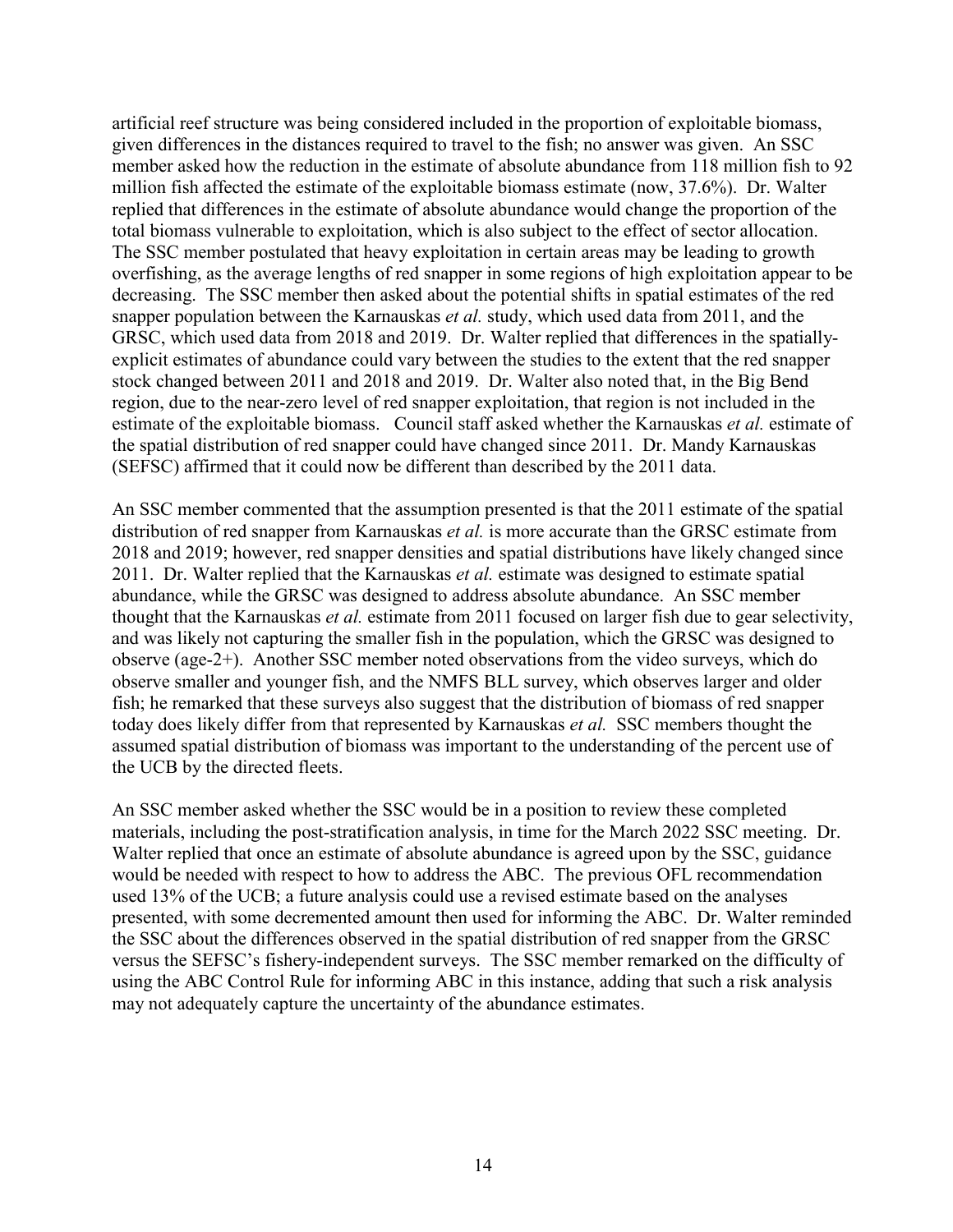artificial reef structure was being considered included in the proportion of exploitable biomass, given differences in the distances required to travel to the fish; no answer was given. An SSC member asked how the reduction in the estimate of absolute abundance from 118 million fish to 92 million fish affected the estimate of the exploitable biomass estimate (now, 37.6%). Dr. Walter replied that differences in the estimate of absolute abundance would change the proportion of the total biomass vulnerable to exploitation, which is also subject to the effect of sector allocation. The SSC member postulated that heavy exploitation in certain areas may be leading to growth overfishing, as the average lengths of red snapper in some regions of high exploitation appear to be decreasing. The SSC member then asked about the potential shifts in spatial estimates of the red snapper population between the Karnauskas *et al.* study, which used data from 2011, and the GRSC, which used data from 2018 and 2019. Dr. Walter replied that differences in the spatially-explicit estimates of abundance could vary between the studies to the extent that the red snapper stock changed between 2011 and 2018 and 2019. Dr. Walter also noted that, in the Big Bend region, due to the near-zero level of red snapper exploitation, that region is not included in the estimate of the exploitable biomass. Council staff asked whether the Karnauskas *et al.* estimate of the spatial distribution of red snapper could have changed since 2011. Dr. Mandy Karnauskas (SEFSC) affirmed that it could now be different than described by the 2011 data.

An SSC member commented that the assumption presented is that the 2011 estimate of the spatial distribution of red snapper from Karnauskas *et al.* is more accurate than the GRSC estimate from 2018 and 2019; however, red snapper densities and spatial distributions have likely changed since 2011. Dr. Walter replied that the Karnauskas *et al.* estimate was designed to estimate spatial abundance, while the GRSC was designed to address absolute abundance. An SSC member thought that the Karnauskas *et al.* estimate from 2011 focused on larger fish due to gear selectivity, and was likely not capturing the smaller fish in the population, which the GRSC was designed to observe (age-2+). Another SSC member noted observations from the video surveys, which do observe smaller and younger fish, and the NMFS BLL survey, which observes larger and older fish; he remarked that these surveys also suggest that the distribution of biomass of red snapper today does likely differ from that represented by Karnauskas *et al.* SSC members thought the assumed spatial distribution of biomass was important to the understanding of the percent use of the UCB by the directed fleets.

An SSC member asked whether the SSC would be in a position to review these completed materials, including the post-stratification analysis, in time for the March 2022 SSC meeting. Dr. Walter replied that once an estimate of absolute abundance is agreed upon by the SSC, guidance would be needed with respect to how to address the ABC. The previous OFL recommendation used 13% of the UCB; a future analysis could use a revised estimate based on the analyses presented, with some decremented amount then used for informing the ABC. Dr. Walter reminded the SSC about the differences observed in the spatial distribution of red snapper from the GRSC versus the SEFSC's fishery-independent surveys. The SSC member remarked on the difficulty of using the ABC Control Rule for informing ABC in this instance, adding that such a risk analysis may not adequately capture the uncertainty of the abundance estimates.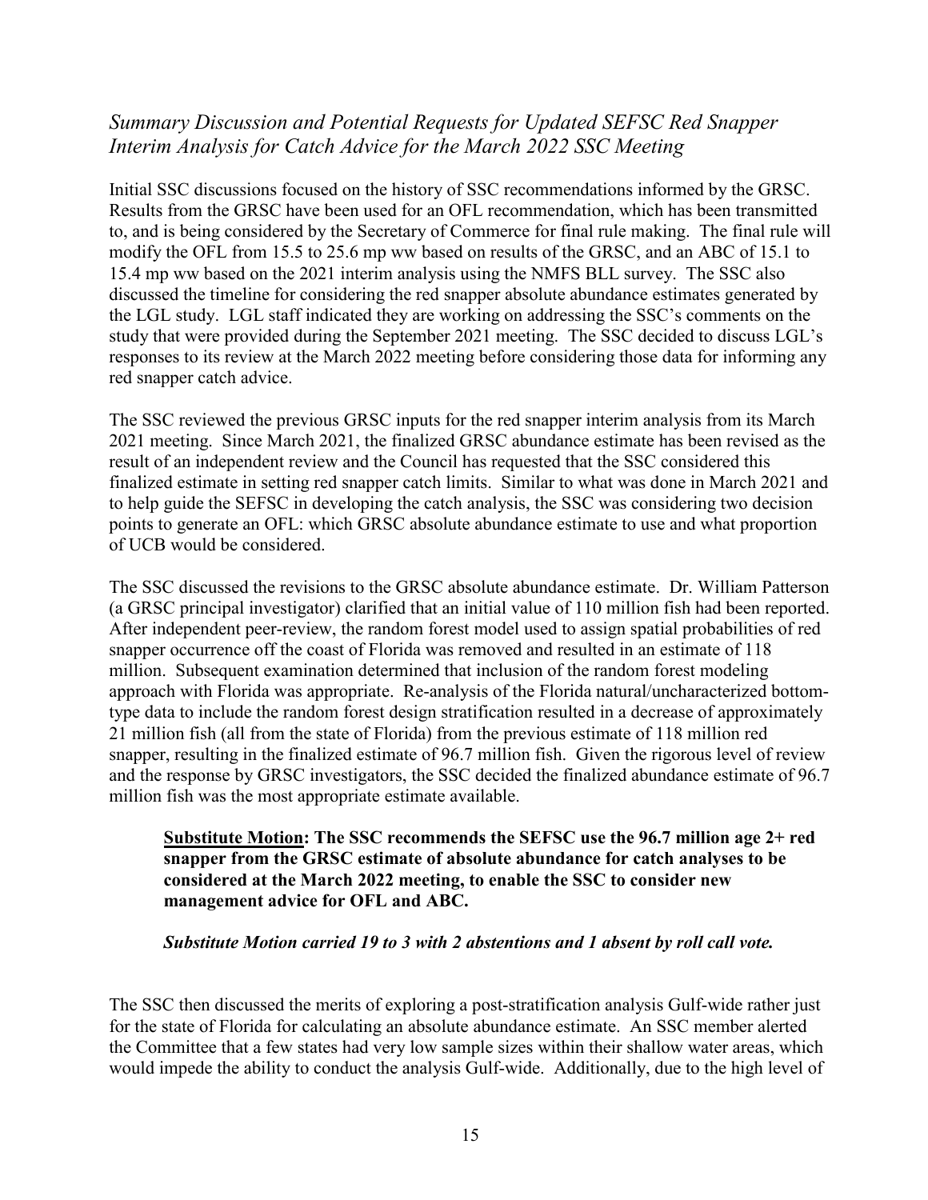## *Summary Discussion and Potential Requests for Updated SEFSC Red Snapper Interim Analysis for Catch Advice for the March 2022 SSC Meeting*

Initial SSC discussions focused on the history of SSC recommendations informed by the GRSC. Results from the GRSC have been used for an OFL recommendation, which has been transmitted to, and is being considered by the Secretary of Commerce for final rule making. The final rule will modify the OFL from 15.5 to 25.6 mp ww based on results of the GRSC, and an ABC of 15.1 to 15.4 mp ww based on the 2021 interim analysis using the NMFS BLL survey. The SSC also discussed the timeline for considering the red snapper absolute abundance estimates generated by the LGL study. LGL staff indicated they are working on addressing the SSC's comments on the study that were provided during the September 2021 meeting. The SSC decided to discuss LGL's responses to its review at the March 2022 meeting before considering those data for informing any red snapper catch advice.

The SSC reviewed the previous GRSC inputs for the red snapper interim analysis from its March 2021 meeting. Since March 2021, the finalized GRSC abundance estimate has been revised as the result of an independent review and the Council has requested that the SSC considered this finalized estimate in setting red snapper catch limits. Similar to what was done in March 2021 and to help guide the SEFSC in developing the catch analysis, the SSC was considering two decision points to generate an OFL: which GRSC absolute abundance estimate to use and what proportion of UCB would be considered.

The SSC discussed the revisions to the GRSC absolute abundance estimate. Dr. William Patterson (a GRSC principal investigator) clarified that an initial value of 110 million fish had been reported. After independent peer-review, the random forest model used to assign spatial probabilities of red snapper occurrence off the coast of Florida was removed and resulted in an estimate of 118 million. Subsequent examination determined that inclusion of the random forest modeling approach with Florida was appropriate. Re-analysis of the Florida natural/uncharacterized bottom-type data to include the random forest design stratification resulted in a decrease of approximately 21 million fish (all from the state of Florida) from the previous estimate of 118 million red snapper, resulting in the finalized estimate of 96.7 million fish. Given the rigorous level of review and the response by GRSC investigators, the SSC decided the finalized abundance estimate of 96.7 million fish was the most appropriate estimate available.

> **<u>Substitute Motion</u>: The SSC recommends the SEFSC use the 96.7 million age 2+ red snapper from the GRSC estimate of absolute abundance for catch analyses to be considered at the March 2022 meeting, to enable the SSC to consider new management advice for OFL and ABC.**
>
> ***Substitute Motion carried 19 to 3 with 2 abstentions and 1 absent by roll call vote.***

The SSC then discussed the merits of exploring a post-stratification analysis Gulf-wide rather just for the state of Florida for calculating an absolute abundance estimate. An SSC member alerted the Committee that a few states had very low sample sizes within their shallow water areas, which would impede the ability to conduct the analysis Gulf-wide. Additionally, due to the high level of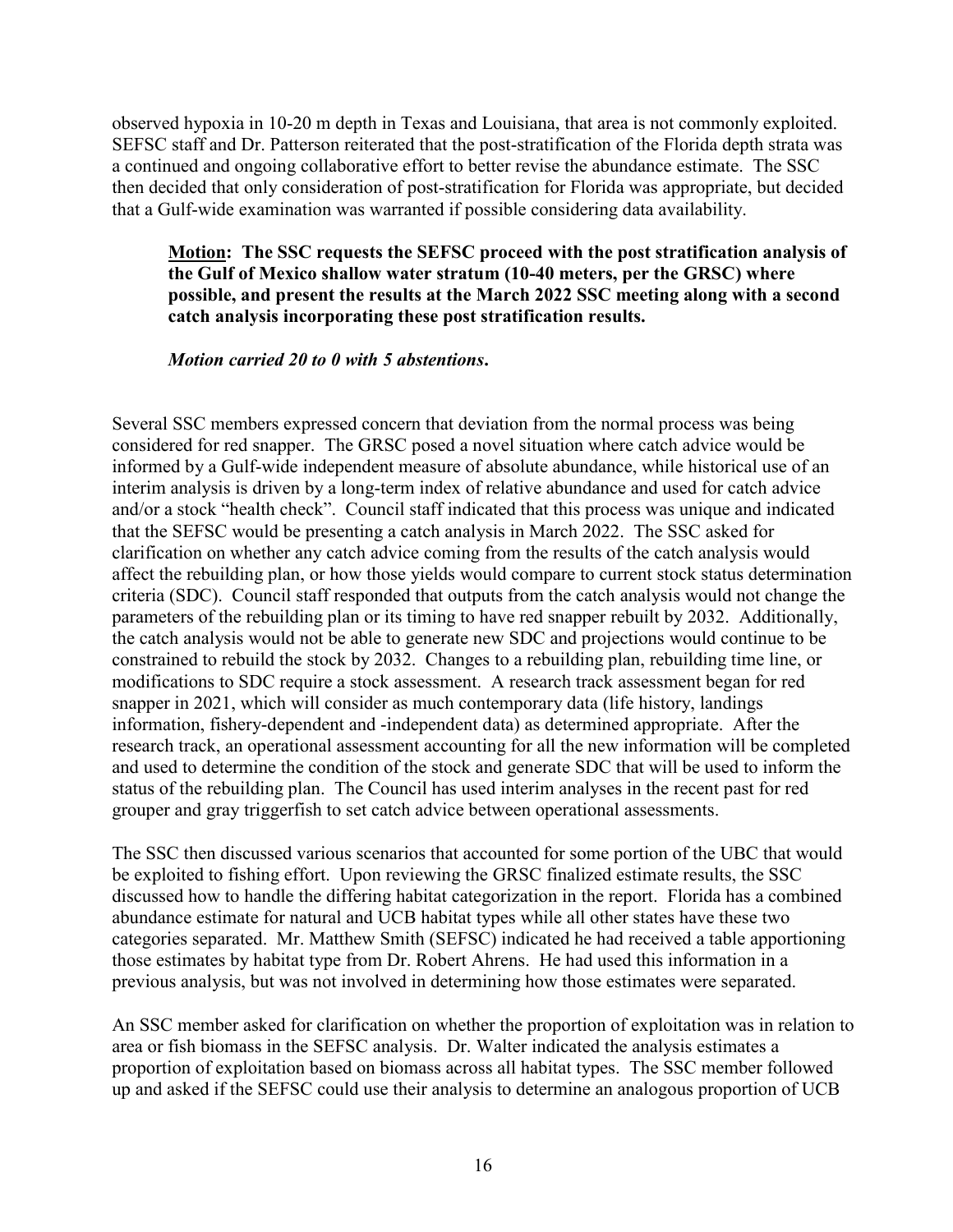observed hypoxia in 10-20 m depth in Texas and Louisiana, that area is not commonly exploited. SEFSC staff and Dr. Patterson reiterated that the post-stratification of the Florida depth strata was a continued and ongoing collaborative effort to better revise the abundance estimate. The SSC then decided that only consideration of post-stratification for Florida was appropriate, but decided that a Gulf-wide examination was warranted if possible considering data availability.

> **Motion: The SSC requests the SEFSC proceed with the post stratification analysis of the Gulf of Mexico shallow water stratum (10-40 meters, per the GRSC) where possible, and present the results at the March 2022 SSC meeting along with a second catch analysis incorporating these post stratification results.**
>
> ***Motion carried 20 to 0 with 5 abstentions.***

Several SSC members expressed concern that deviation from the normal process was being considered for red snapper. The GRSC posed a novel situation where catch advice would be informed by a Gulf-wide independent measure of absolute abundance, while historical use of an interim analysis is driven by a long-term index of relative abundance and used for catch advice and/or a stock "health check". Council staff indicated that this process was unique and indicated that the SEFSC would be presenting a catch analysis in March 2022. The SSC asked for clarification on whether any catch advice coming from the results of the catch analysis would affect the rebuilding plan, or how those yields would compare to current stock status determination criteria (SDC). Council staff responded that outputs from the catch analysis would not change the parameters of the rebuilding plan or its timing to have red snapper rebuilt by 2032. Additionally, the catch analysis would not be able to generate new SDC and projections would continue to be constrained to rebuild the stock by 2032. Changes to a rebuilding plan, rebuilding time line, or modifications to SDC require a stock assessment. A research track assessment began for red snapper in 2021, which will consider as much contemporary data (life history, landings information, fishery-dependent and -independent data) as determined appropriate. After the research track, an operational assessment accounting for all the new information will be completed and used to determine the condition of the stock and generate SDC that will be used to inform the status of the rebuilding plan. The Council has used interim analyses in the recent past for red grouper and gray triggerfish to set catch advice between operational assessments.

The SSC then discussed various scenarios that accounted for some portion of the UBC that would be exploited to fishing effort. Upon reviewing the GRSC finalized estimate results, the SSC discussed how to handle the differing habitat categorization in the report. Florida has a combined abundance estimate for natural and UCB habitat types while all other states have these two categories separated. Mr. Matthew Smith (SEFSC) indicated he had received a table apportioning those estimates by habitat type from Dr. Robert Ahrens. He had used this information in a previous analysis, but was not involved in determining how those estimates were separated.

An SSC member asked for clarification on whether the proportion of exploitation was in relation to area or fish biomass in the SEFSC analysis. Dr. Walter indicated the analysis estimates a proportion of exploitation based on biomass across all habitat types. The SSC member followed up and asked if the SEFSC could use their analysis to determine an analogous proportion of UCB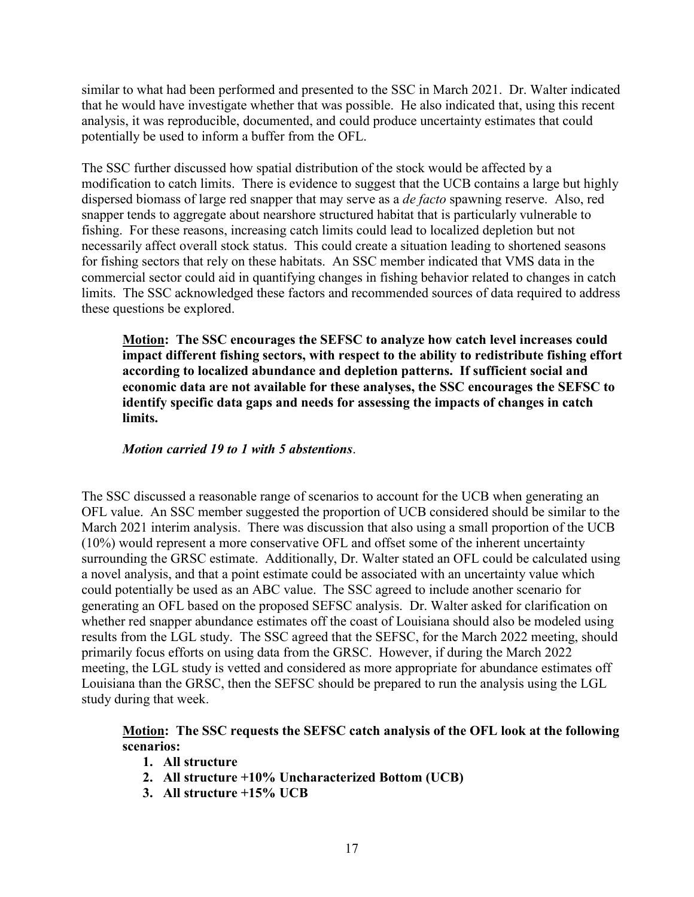similar to what had been performed and presented to the SSC in March 2021. Dr. Walter indicated that he would have investigate whether that was possible. He also indicated that, using this recent analysis, it was reproducible, documented, and could produce uncertainty estimates that could potentially be used to inform a buffer from the OFL.

The SSC further discussed how spatial distribution of the stock would be affected by a modification to catch limits. There is evidence to suggest that the UCB contains a large but highly dispersed biomass of large red snapper that may serve as a *de facto* spawning reserve. Also, red snapper tends to aggregate about nearshore structured habitat that is particularly vulnerable to fishing. For these reasons, increasing catch limits could lead to localized depletion but not necessarily affect overall stock status. This could create a situation leading to shortened seasons for fishing sectors that rely on these habitats. An SSC member indicated that VMS data in the commercial sector could aid in quantifying changes in fishing behavior related to changes in catch limits. The SSC acknowledged these factors and recommended sources of data required to address these questions be explored.

> **Motion: The SSC encourages the SEFSC to analyze how catch level increases could impact different fishing sectors, with respect to the ability to redistribute fishing effort according to localized abundance and depletion patterns. If sufficient social and economic data are not available for these analyses, the SSC encourages the SEFSC to identify specific data gaps and needs for assessing the impacts of changes in catch limits.**
>
> ***Motion carried 19 to 1 with 5 abstentions*.**

The SSC discussed a reasonable range of scenarios to account for the UCB when generating an OFL value. An SSC member suggested the proportion of UCB considered should be similar to the March 2021 interim analysis. There was discussion that also using a small proportion of the UCB (10%) would represent a more conservative OFL and offset some of the inherent uncertainty surrounding the GRSC estimate. Additionally, Dr. Walter stated an OFL could be calculated using a novel analysis, and that a point estimate could be associated with an uncertainty value which could potentially be used as an ABC value. The SSC agreed to include another scenario for generating an OFL based on the proposed SEFSC analysis. Dr. Walter asked for clarification on whether red snapper abundance estimates off the coast of Louisiana should also be modeled using results from the LGL study. The SSC agreed that the SEFSC, for the March 2022 meeting, should primarily focus efforts on using data from the GRSC. However, if during the March 2022 meeting, the LGL study is vetted and considered as more appropriate for abundance estimates off Louisiana than the GRSC, then the SEFSC should be prepared to run the analysis using the LGL study during that week.

> **Motion: The SSC requests the SEFSC catch analysis of the OFL look at the following scenarios:**
>
> 1. **All structure**
> 2. **All structure +10% Uncharacterized Bottom (UCB)**
> 3. **All structure +15% UCB**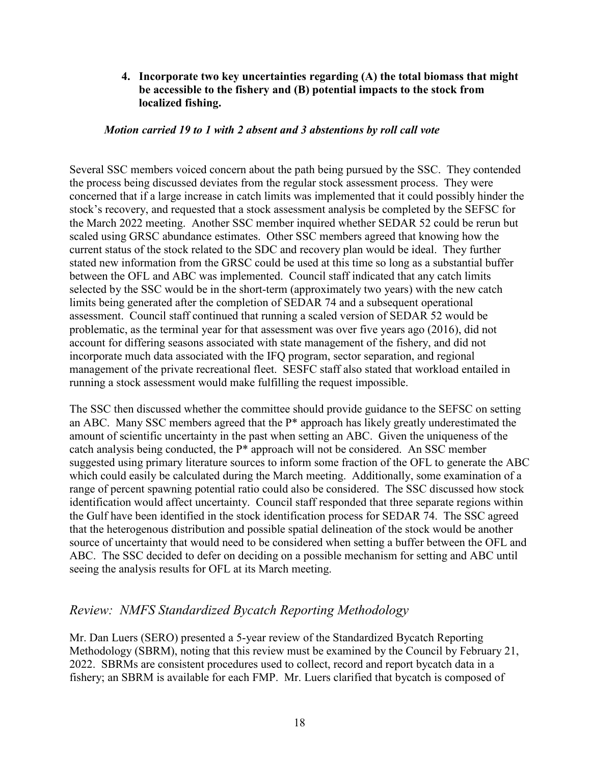4. **Incorporate two key uncertainties regarding (A) the total biomass that might be accessible to the fishery and (B) potential impacts to the stock from localized fishing.**

***Motion carried 19 to 1 with 2 absent and 3 abstentions by roll call vote***

Several SSC members voiced concern about the path being pursued by the SSC. They contended the process being discussed deviates from the regular stock assessment process. They were concerned that if a large increase in catch limits was implemented that it could possibly hinder the stock's recovery, and requested that a stock assessment analysis be completed by the SEFSC for the March 2022 meeting. Another SSC member inquired whether SEDAR 52 could be rerun but scaled using GRSC abundance estimates. Other SSC members agreed that knowing how the current status of the stock related to the SDC and recovery plan would be ideal. They further stated new information from the GRSC could be used at this time so long as a substantial buffer between the OFL and ABC was implemented. Council staff indicated that any catch limits selected by the SSC would be in the short-term (approximately two years) with the new catch limits being generated after the completion of SEDAR 74 and a subsequent operational assessment. Council staff continued that running a scaled version of SEDAR 52 would be problematic, as the terminal year for that assessment was over five years ago (2016), did not account for differing seasons associated with state management of the fishery, and did not incorporate much data associated with the IFQ program, sector separation, and regional management of the private recreational fleet. SESFC staff also stated that workload entailed in running a stock assessment would make fulfilling the request impossible.

The SSC then discussed whether the committee should provide guidance to the SEFSC on setting an ABC. Many SSC members agreed that the P* approach has likely greatly underestimated the amount of scientific uncertainty in the past when setting an ABC. Given the uniqueness of the catch analysis being conducted, the P* approach will not be considered. An SSC member suggested using primary literature sources to inform some fraction of the OFL to generate the ABC which could easily be calculated during the March meeting. Additionally, some examination of a range of percent spawning potential ratio could also be considered. The SSC discussed how stock identification would affect uncertainty. Council staff responded that three separate regions within the Gulf have been identified in the stock identification process for SEDAR 74. The SSC agreed that the heterogenous distribution and possible spatial delineation of the stock would be another source of uncertainty that would need to be considered when setting a buffer between the OFL and ABC. The SSC decided to defer on deciding on a possible mechanism for setting and ABC until seeing the analysis results for OFL at its March meeting.

## *Review: NMFS Standardized Bycatch Reporting Methodology*

Mr. Dan Luers (SERO) presented a 5-year review of the Standardized Bycatch Reporting Methodology (SBRM), noting that this review must be examined by the Council by February 21, 2022. SBRMs are consistent procedures used to collect, record and report bycatch data in a fishery; an SBRM is available for each FMP. Mr. Luers clarified that bycatch is composed of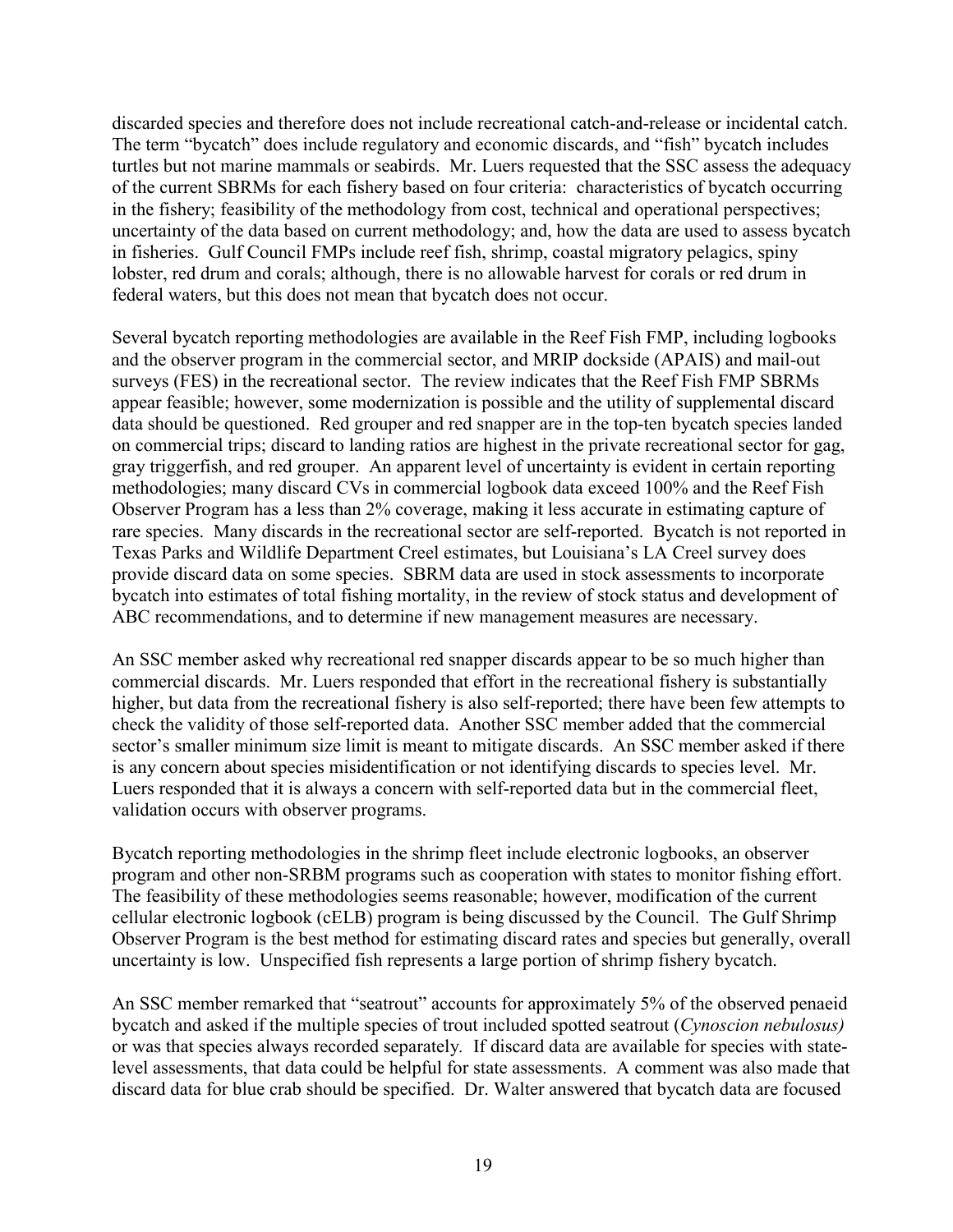discarded species and therefore does not include recreational catch-and-release or incidental catch. The term "bycatch" does include regulatory and economic discards, and "fish" bycatch includes turtles but not marine mammals or seabirds. Mr. Luers requested that the SSC assess the adequacy of the current SBRMs for each fishery based on four criteria: characteristics of bycatch occurring in the fishery; feasibility of the methodology from cost, technical and operational perspectives; uncertainty of the data based on current methodology; and, how the data are used to assess bycatch in fisheries. Gulf Council FMPs include reef fish, shrimp, coastal migratory pelagics, spiny lobster, red drum and corals; although, there is no allowable harvest for corals or red drum in federal waters, but this does not mean that bycatch does not occur.

Several bycatch reporting methodologies are available in the Reef Fish FMP, including logbooks and the observer program in the commercial sector, and MRIP dockside (APAIS) and mail-out surveys (FES) in the recreational sector. The review indicates that the Reef Fish FMP SBRMs appear feasible; however, some modernization is possible and the utility of supplemental discard data should be questioned. Red grouper and red snapper are in the top-ten bycatch species landed on commercial trips; discard to landing ratios are highest in the private recreational sector for gag, gray triggerfish, and red grouper. An apparent level of uncertainty is evident in certain reporting methodologies; many discard CVs in commercial logbook data exceed 100% and the Reef Fish Observer Program has a less than 2% coverage, making it less accurate in estimating capture of rare species. Many discards in the recreational sector are self-reported. Bycatch is not reported in Texas Parks and Wildlife Department Creel estimates, but Louisiana's LA Creel survey does provide discard data on some species. SBRM data are used in stock assessments to incorporate bycatch into estimates of total fishing mortality, in the review of stock status and development of ABC recommendations, and to determine if new management measures are necessary.

An SSC member asked why recreational red snapper discards appear to be so much higher than commercial discards. Mr. Luers responded that effort in the recreational fishery is substantially higher, but data from the recreational fishery is also self-reported; there have been few attempts to check the validity of those self-reported data. Another SSC member added that the commercial sector's smaller minimum size limit is meant to mitigate discards. An SSC member asked if there is any concern about species misidentification or not identifying discards to species level. Mr. Luers responded that it is always a concern with self-reported data but in the commercial fleet, validation occurs with observer programs.

Bycatch reporting methodologies in the shrimp fleet include electronic logbooks, an observer program and other non-SRBM programs such as cooperation with states to monitor fishing effort. The feasibility of these methodologies seems reasonable; however, modification of the current cellular electronic logbook (cELB) program is being discussed by the Council. The Gulf Shrimp Observer Program is the best method for estimating discard rates and species but generally, overall uncertainty is low. Unspecified fish represents a large portion of shrimp fishery bycatch.

An SSC member remarked that "seatrout" accounts for approximately 5% of the observed penaeid bycatch and asked if the multiple species of trout included spotted seatrout (*Cynoscion nebulosus)* or was that species always recorded separately. If discard data are available for species with state-level assessments, that data could be helpful for state assessments. A comment was also made that discard data for blue crab should be specified. Dr. Walter answered that bycatch data are focused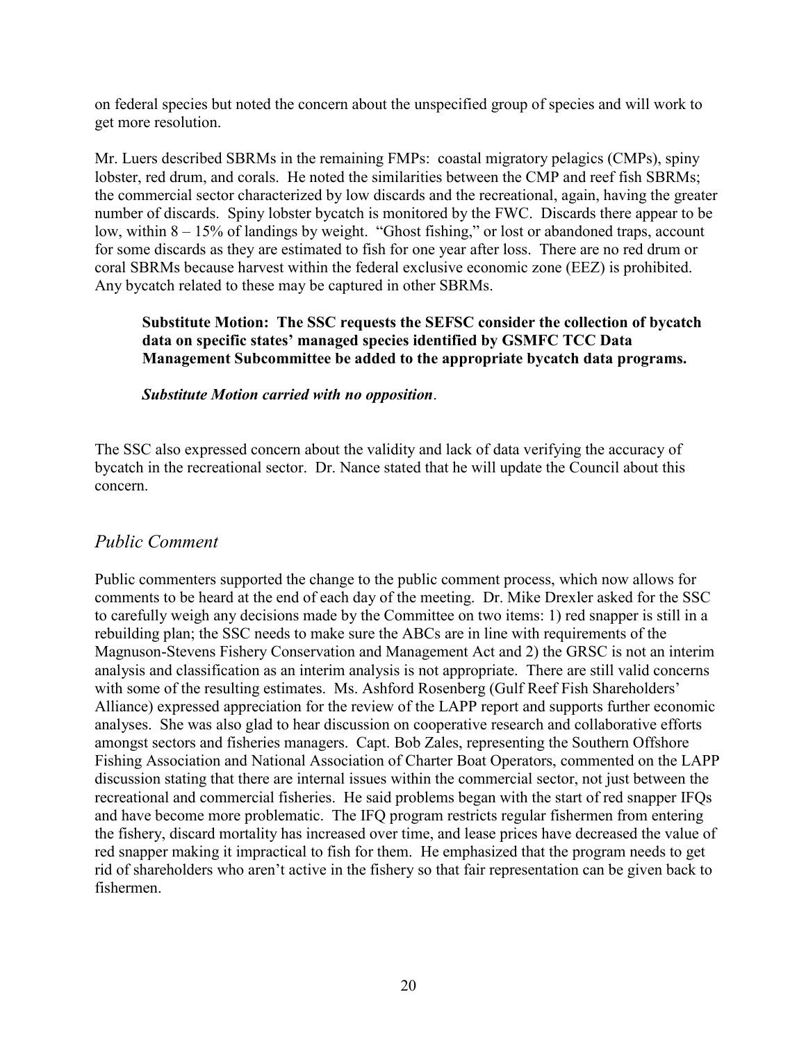on federal species but noted the concern about the unspecified group of species and will work to get more resolution.

Mr. Luers described SBRMs in the remaining FMPs: coastal migratory pelagics (CMPs), spiny lobster, red drum, and corals. He noted the similarities between the CMP and reef fish SBRMs; the commercial sector characterized by low discards and the recreational, again, having the greater number of discards. Spiny lobster bycatch is monitored by the FWC. Discards there appear to be low, within 8 – 15% of landings by weight. "Ghost fishing," or lost or abandoned traps, account for some discards as they are estimated to fish for one year after loss. There are no red drum or coral SBRMs because harvest within the federal exclusive economic zone (EEZ) is prohibited. Any bycatch related to these may be captured in other SBRMs.

> **Substitute Motion: The SSC requests the SEFSC consider the collection of bycatch data on specific states' managed species identified by GSMFC TCC Data Management Subcommittee be added to the appropriate bycatch data programs.**
>
> ***Substitute Motion carried with no opposition***.

The SSC also expressed concern about the validity and lack of data verifying the accuracy of bycatch in the recreational sector. Dr. Nance stated that he will update the Council about this concern.

## *Public Comment*

Public commenters supported the change to the public comment process, which now allows for comments to be heard at the end of each day of the meeting. Dr. Mike Drexler asked for the SSC to carefully weigh any decisions made by the Committee on two items: 1) red snapper is still in a rebuilding plan; the SSC needs to make sure the ABCs are in line with requirements of the Magnuson-Stevens Fishery Conservation and Management Act and 2) the GRSC is not an interim analysis and classification as an interim analysis is not appropriate. There are still valid concerns with some of the resulting estimates. Ms. Ashford Rosenberg (Gulf Reef Fish Shareholders' Alliance) expressed appreciation for the review of the LAPP report and supports further economic analyses. She was also glad to hear discussion on cooperative research and collaborative efforts amongst sectors and fisheries managers. Capt. Bob Zales, representing the Southern Offshore Fishing Association and National Association of Charter Boat Operators, commented on the LAPP discussion stating that there are internal issues within the commercial sector, not just between the recreational and commercial fisheries. He said problems began with the start of red snapper IFQs and have become more problematic. The IFQ program restricts regular fishermen from entering the fishery, discard mortality has increased over time, and lease prices have decreased the value of red snapper making it impractical to fish for them. He emphasized that the program needs to get rid of shareholders who aren't active in the fishery so that fair representation can be given back to fishermen.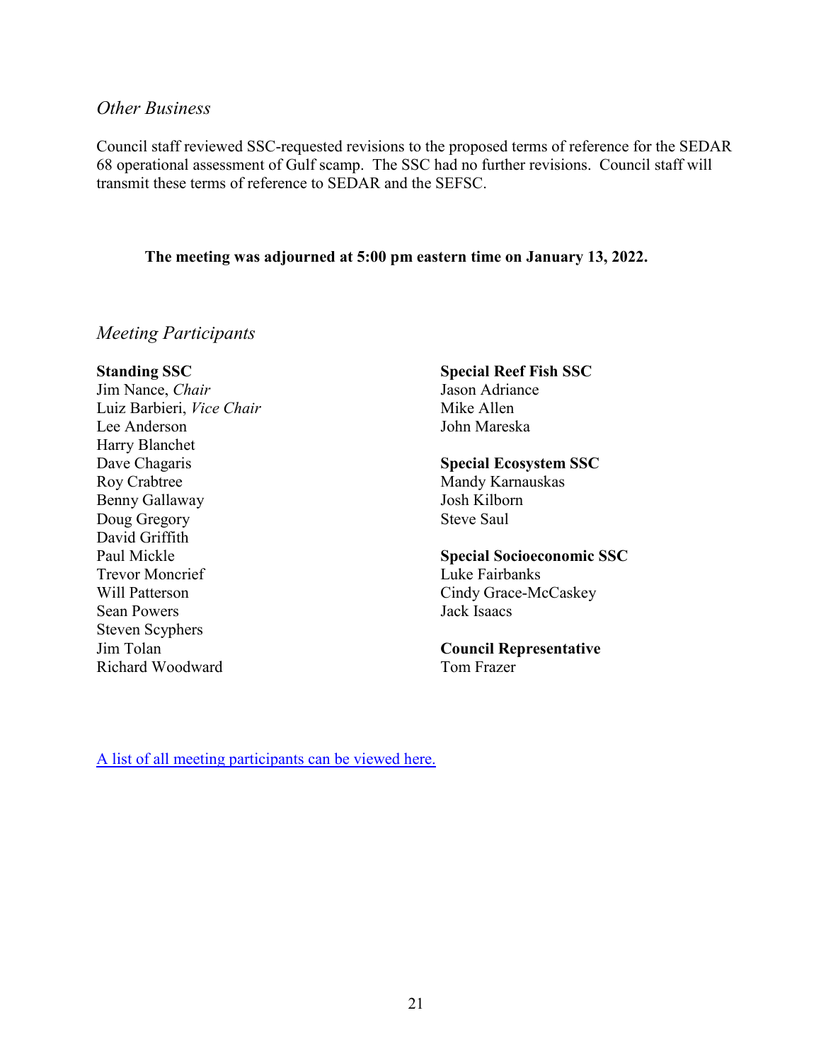*Other Business*

Council staff reviewed SSC-requested revisions to the proposed terms of reference for the SEDAR 68 operational assessment of Gulf scamp. The SSC had no further revisions. Council staff will transmit these terms of reference to SEDAR and the SEFSC.

**The meeting was adjourned at 5:00 pm eastern time on January 13, 2022.**

*Meeting Participants*

**Standing SSC**
Jim Nance, *Chair*
Luiz Barbieri, *Vice Chair*
Lee Anderson
Harry Blanchet
Dave Chagaris
Roy Crabtree
Benny Gallaway
Doug Gregory
David Griffith
Paul Mickle
Trevor Moncrief
Will Patterson
Sean Powers
Steven Scyphers
Jim Tolan
Richard Woodward

**Special Reef Fish SSC**
Jason Adriance
Mike Allen
John Mareska

**Special Ecosystem SSC**
Mandy Karnauskas
Josh Kilborn
Steve Saul

**Special Socioeconomic SSC**
Luke Fairbanks
Cindy Grace-McCaskey
Jack Isaacs

**Council Representative**
Tom Frazer

A list of all meeting participants can be viewed here.